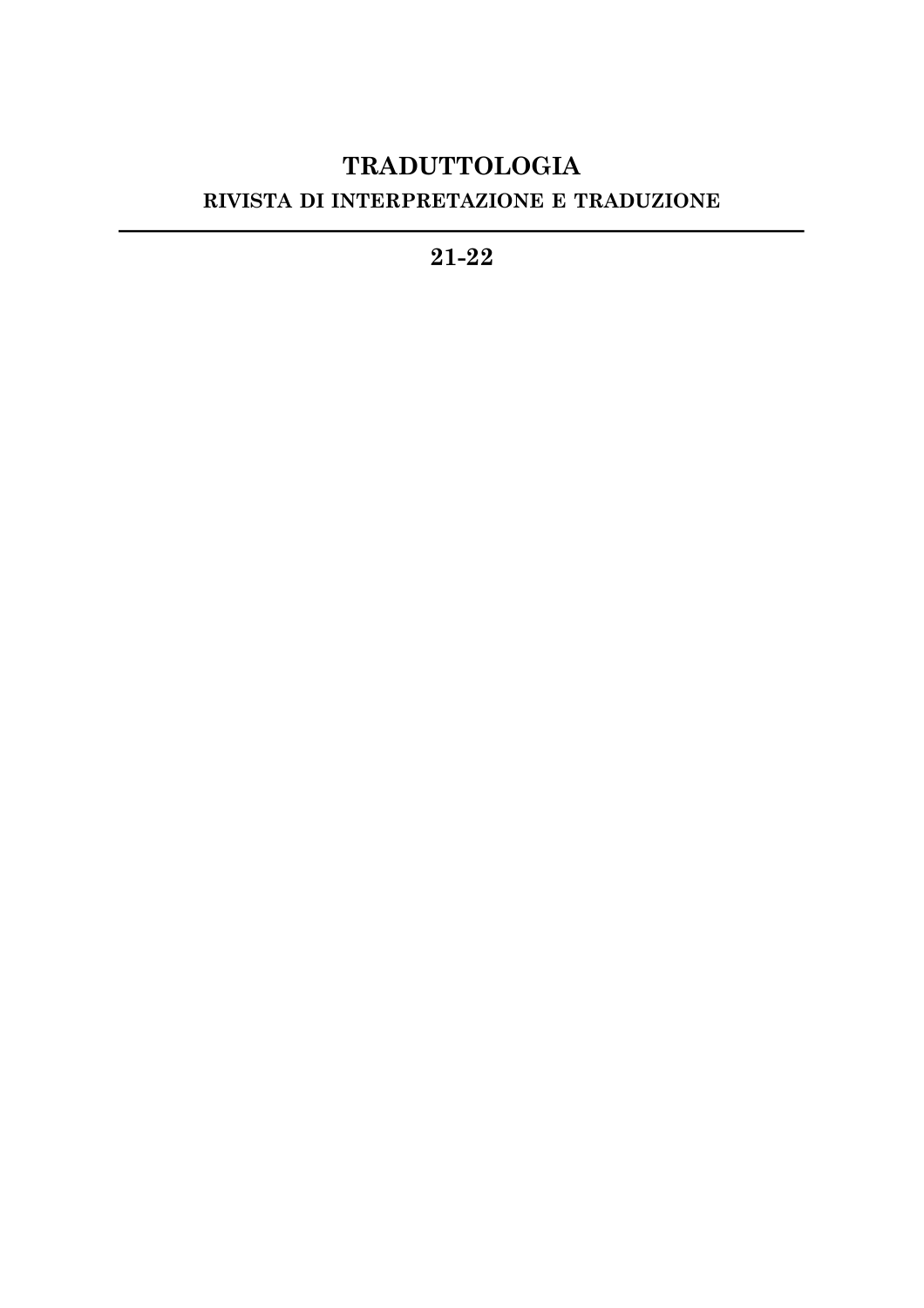# TRADUTTOLOGIA

## RIVISTA DI INTERPRETAZIONE E TRADUZIONE

---

**21-22**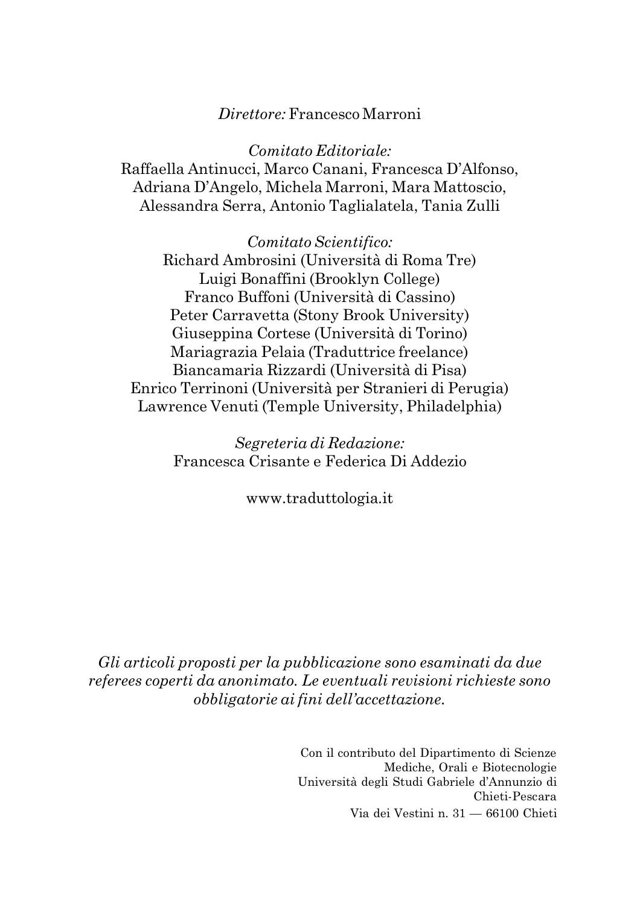*Direttore:* Francesco Marroni

*Comitato Editoriale:*
Raffaella Antinucci, Marco Canani, Francesca D'Alfonso,
Adriana D'Angelo, Michela Marroni, Mara Mattoscio,
Alessandra Serra, Antonio Taglialatela, Tania Zulli

*Comitato Scientifico:*
Richard Ambrosini (Università di Roma Tre)
Luigi Bonaffini (Brooklyn College)
Franco Buffoni (Università di Cassino)
Peter Carravetta (Stony Brook University)
Giuseppina Cortese (Università di Torino)
Mariagrazia Pelaia (Traduttrice freelance)
Biancamaria Rizzardi (Università di Pisa)
Enrico Terrinoni (Università per Stranieri di Perugia)
Lawrence Venuti (Temple University, Philadelphia)

*Segreteria di Redazione:*
Francesca Crisante e Federica Di Addezio

www.traduttologia.it

*Gli articoli proposti per la pubblicazione sono esaminati da due referees coperti da anonimato. Le eventuali revisioni richieste sono obbligatorie ai fini dell'accettazione.*

Con il contributo del Dipartimento di Scienze
Mediche, Orali e Biotecnologie
Università degli Studi Gabriele d'Annunzio di
Chieti-Pescara
Via dei Vestini n. 31 — 66100 Chieti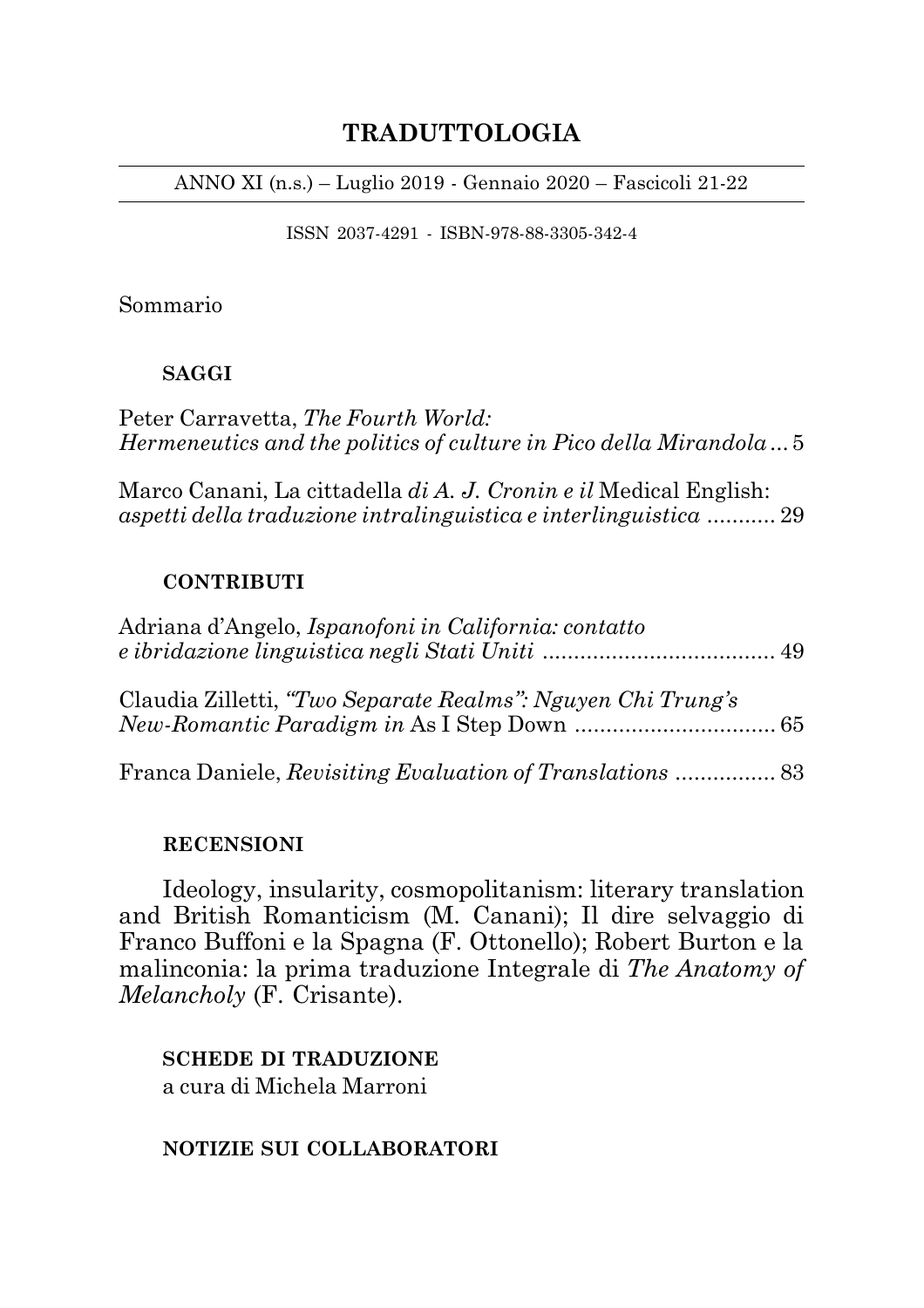# TRADUTTOLOGIA

ANNO XI (n.s.) – Luglio 2019 - Gennaio 2020 – Fascicoli 21-22

ISSN 2037-4291 - ISBN-978-88-3305-342-4

Sommario

**SAGGI**

Peter Carravetta, *The Fourth World: Hermeneutics and the politics of culture in Pico della Mirandola* ... 5

Marco Canani, La cittadella *di A. J. Cronin e il* Medical English: *aspetti della traduzione intralinguistica e interlinguistica* ........... 29

**CONTRIBUTI**

Adriana d'Angelo, *Ispanofoni in California: contatto e ibridazione linguistica negli Stati Uniti* ..................................... 49

Claudia Zilletti, *"Two Separate Realms": Nguyen Chi Trung's New-Romantic Paradigm in* As I Step Down ................................ 65

Franca Daniele, *Revisiting Evaluation of Translations* ................ 83

**RECENSIONI**

Ideology, insularity, cosmopolitanism: literary translation and British Romanticism (M. Canani); Il dire selvaggio di Franco Buffoni e la Spagna (F. Ottonello); Robert Burton e la malinconia: la prima traduzione Integrale di *The Anatomy of Melancholy* (F. Crisante).

**SCHEDE DI TRADUZIONE**
a cura di Michela Marroni

**NOTIZIE SUI COLLABORATORI**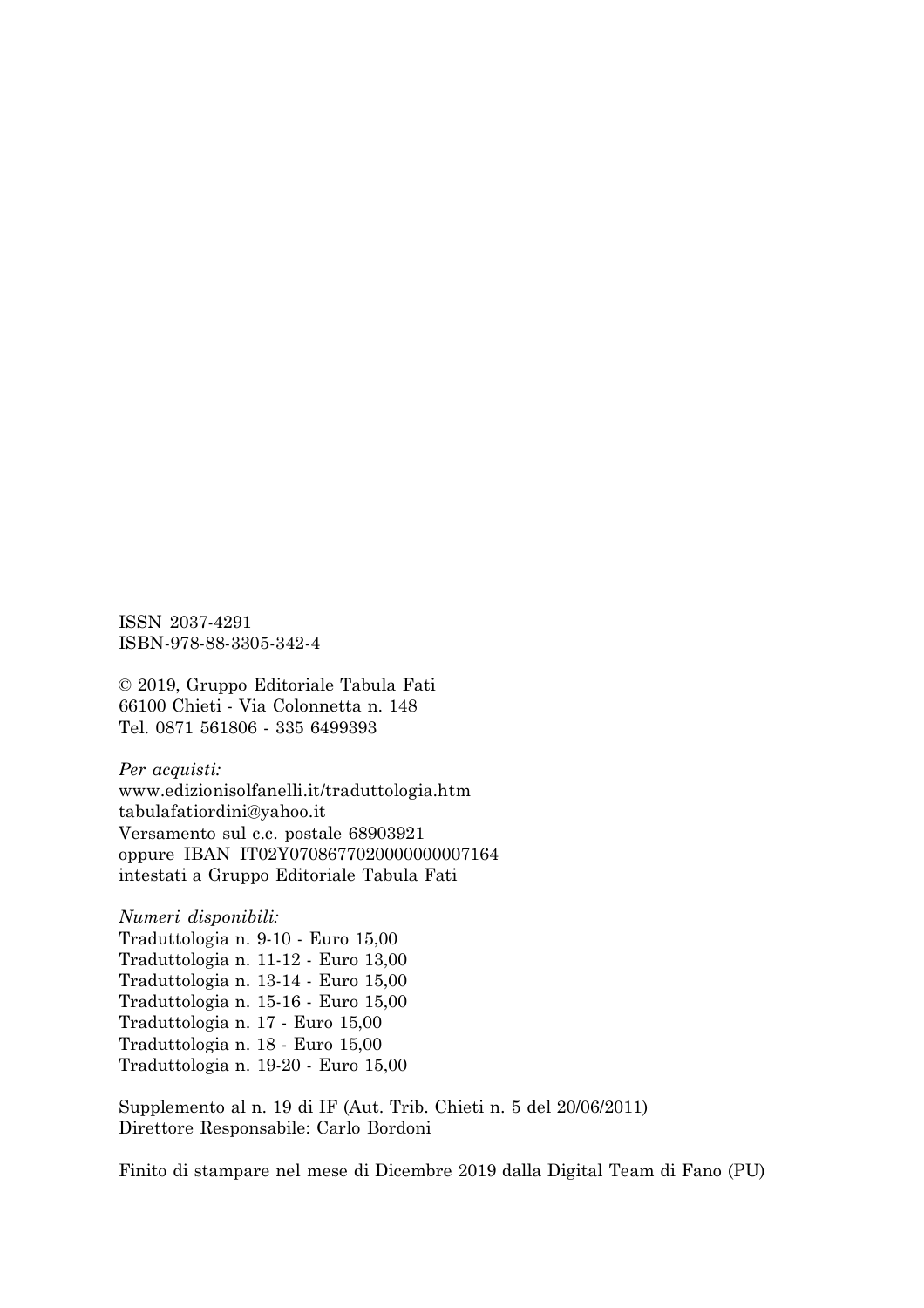ISSN 2037-4291
ISBN-978-88-3305-342-4

© 2019, Gruppo Editoriale Tabula Fati
66100 Chieti - Via Colonnetta n. 148
Tel. 0871 561806 - 335 6499393

*Per acquisti:*
www.edizionisolfanelli.it/traduttologia.htm
tabulafatiordini@yahoo.it
Versamento sul c.c. postale 68903921
oppure IBAN IT02Y0708677020000000007164
intestati a Gruppo Editoriale Tabula Fati

*Numeri disponibili:*
Traduttologia n. 9-10 - Euro 15,00
Traduttologia n. 11-12 - Euro 13,00
Traduttologia n. 13-14 - Euro 15,00
Traduttologia n. 15-16 - Euro 15,00
Traduttologia n. 17 - Euro 15,00
Traduttologia n. 18 - Euro 15,00
Traduttologia n. 19-20 - Euro 15,00

Supplemento al n. 19 di IF (Aut. Trib. Chieti n. 5 del 20/06/2011)
Direttore Responsabile: Carlo Bordoni

Finito di stampare nel mese di Dicembre 2019 dalla Digital Team di Fano (PU)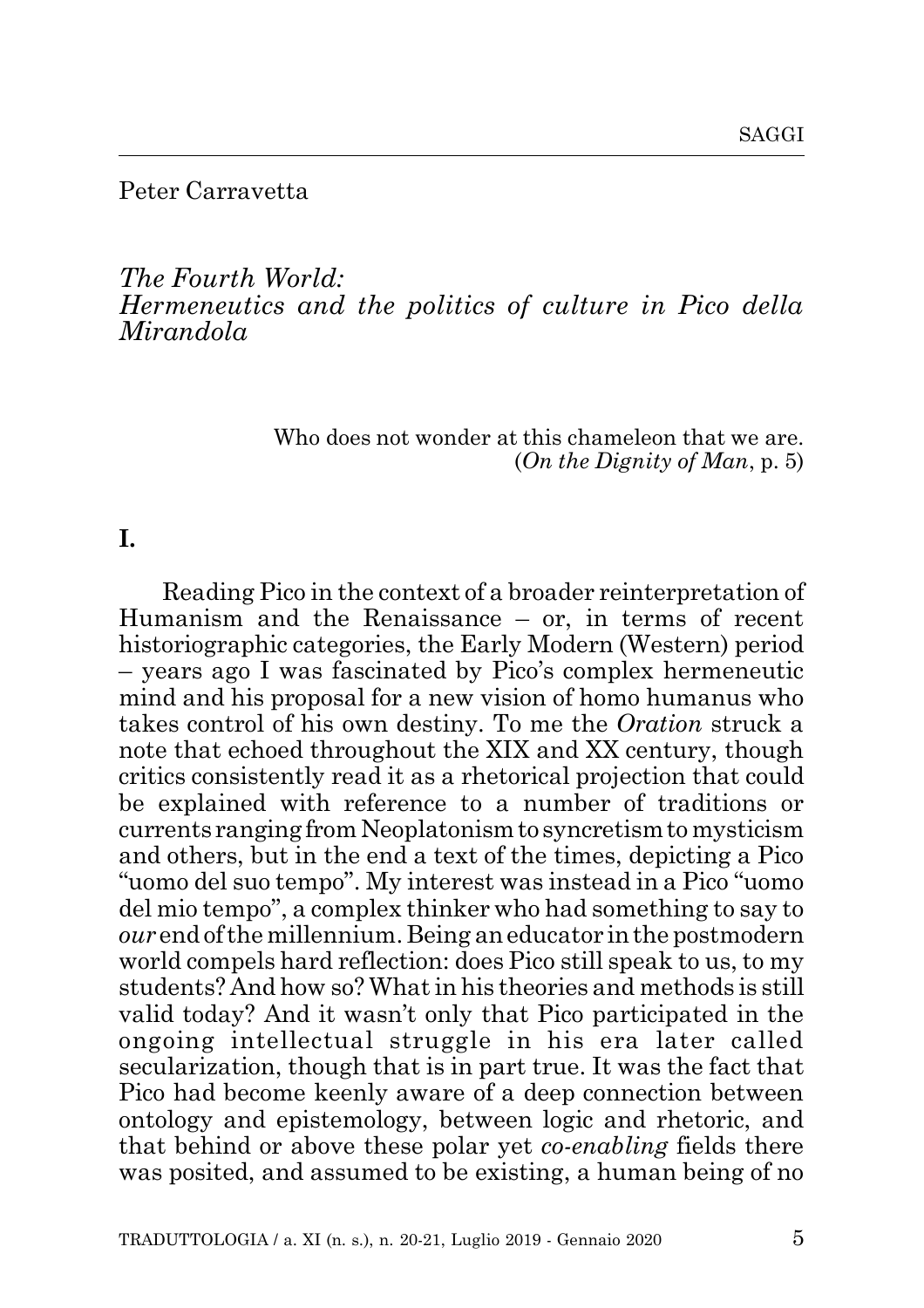Peter Carravetta

# *The Fourth World: Hermeneutics and the politics of culture in Pico della Mirandola*

> Who does not wonder at this chameleon that we are.
> (*On the Dignity of Man*, p. 5)

## I.

Reading Pico in the context of a broader reinterpretation of Humanism and the Renaissance – or, in terms of recent historiographic categories, the Early Modern (Western) period – years ago I was fascinated by Pico's complex hermeneutic mind and his proposal for a new vision of homo humanus who takes control of his own destiny. To me the *Oration* struck a note that echoed throughout the XIX and XX century, though critics consistently read it as a rhetorical projection that could be explained with reference to a number of traditions or currents ranging from Neoplatonism to syncretism to mysticism and others, but in the end a text of the times, depicting a Pico "uomo del suo tempo". My interest was instead in a Pico "uomo del mio tempo", a complex thinker who had something to say to *our* end of the millennium. Being an educator in the postmodern world compels hard reflection: does Pico still speak to us, to my students? And how so? What in his theories and methods is still valid today? And it wasn't only that Pico participated in the ongoing intellectual struggle in his era later called secularization, though that is in part true. It was the fact that Pico had become keenly aware of a deep connection between ontology and epistemology, between logic and rhetoric, and that behind or above these polar yet *co-enabling* fields there was posited, and assumed to be existing, a human being of no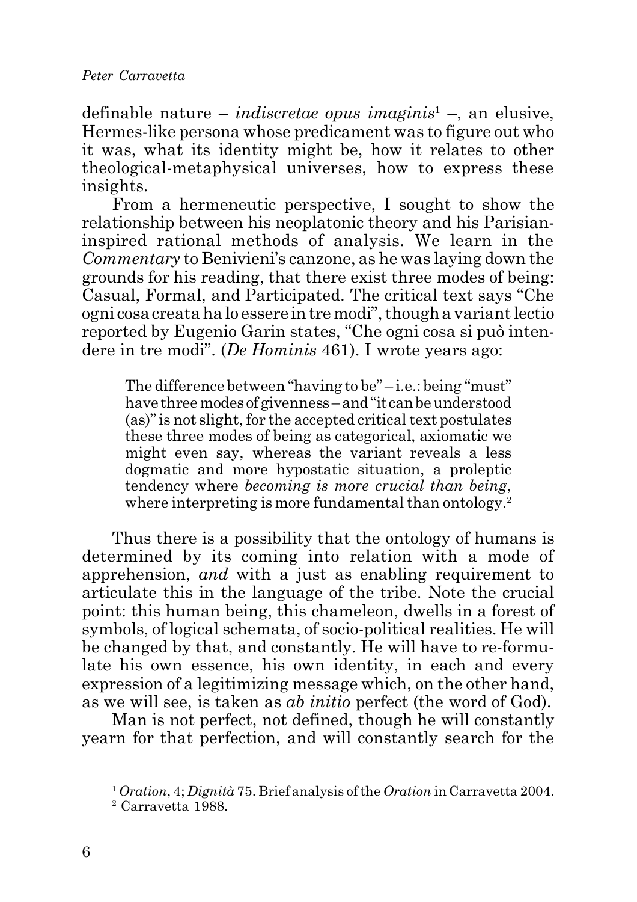definable nature – *indiscretae opus imaginis*[1] –, an elusive, Hermes-like persona whose predicament was to figure out who it was, what its identity might be, how it relates to other theological-metaphysical universes, how to express these insights.

From a hermeneutic perspective, I sought to show the relationship between his neoplatonic theory and his Parisian-inspired rational methods of analysis. We learn in the *Commentary* to Benivieni's canzone, as he was laying down the grounds for his reading, that there exist three modes of being: Casual, Formal, and Participated. The critical text says "Che ogni cosa creata ha lo essere in tre modi", though a variant lectio reported by Eugenio Garin states, "Che ogni cosa si può intendere in tre modi". (*De Hominis* 461). I wrote years ago:

> The difference between "having to be" – i.e.: being "must" have three modes of givenness – and "it can be understood (as)" is not slight, for the accepted critical text postulates these three modes of being as categorical, axiomatic we might even say, whereas the variant reveals a less dogmatic and more hypostatic situation, a proleptic tendency where *becoming is more crucial than being*, where interpreting is more fundamental than ontology.[2]

Thus there is a possibility that the ontology of humans is determined by its coming into relation with a mode of apprehension, *and* with a just as enabling requirement to articulate this in the language of the tribe. Note the crucial point: this human being, this chameleon, dwells in a forest of symbols, of logical schemata, of socio-political realities. He will be changed by that, and constantly. He will have to re-formulate his own essence, his own identity, in each and every expression of a legitimizing message which, on the other hand, as we will see, is taken as *ab initio* perfect (the word of God).

Man is not perfect, not defined, though he will constantly yearn for that perfection, and will constantly search for the

[1] *Oration*, 4; *Dignità* 75. Brief analysis of the *Oration* in Carravetta 2004.

[2] Carravetta 1988.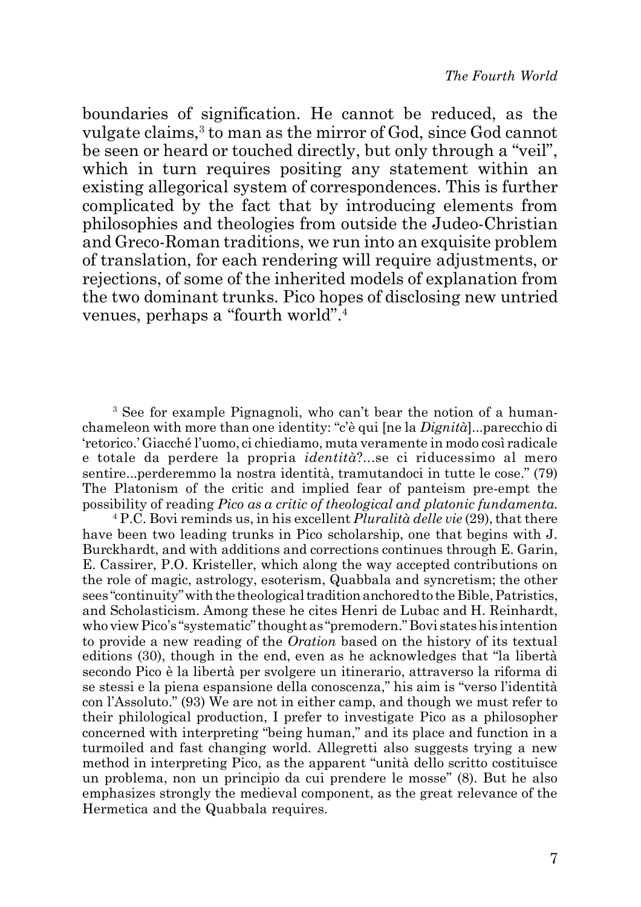boundaries of signification. He cannot be reduced, as the vulgate claims,[3] to man as the mirror of God, since God cannot be seen or heard or touched directly, but only through a "veil", which in turn requires positing any statement within an existing allegorical system of correspondences. This is further complicated by the fact that by introducing elements from philosophies and theologies from outside the Judeo-Christian and Greco-Roman traditions, we run into an exquisite problem of translation, for each rendering will require adjustments, or rejections, of some of the inherited models of explanation from the two dominant trunks. Pico hopes of disclosing new untried venues, perhaps a "fourth world".[4]

[3] See for example Pignagnoli, who can't bear the notion of a human-chameleon with more than one identity: "c'è qui [ne la *Dignità*]...parecchio di 'retorico.' Giacché l'uomo, ci chiediamo, muta veramente in modo così radicale e totale da perdere la propria *identità*?...se ci riducessimo al mero sentire...perderemmo la nostra identità, tramutandoci in tutte le cose." (79) The Platonism of the critic and implied fear of panteism pre-empt the possibility of reading *Pico as a critic of theological and platonic fundamenta.*

[4] P.C. Bovi reminds us, in his excellent *Pluralità delle vie* (29), that there have been two leading trunks in Pico scholarship, one that begins with J. Burckhardt, and with additions and corrections continues through E. Garin, E. Cassirer, P.O. Kristeller, which along the way accepted contributions on the role of magic, astrology, esoterism, Quabbala and syncretism; the other sees "continuity" with the theological tradition anchored to the Bible, Patristics, and Scholasticism. Among these he cites Henri de Lubac and H. Reinhardt, who view Pico's "systematic" thought as "premodern." Bovi states his intention to provide a new reading of the *Oration* based on the history of its textual editions (30), though in the end, even as he acknowledges that "la libertà secondo Pico è la libertà per svolgere un itinerario, attraverso la riforma di se stessi e la piena espansione della conoscenza," his aim is "verso l'identità con l'Assoluto." (93) We are not in either camp, and though we must refer to their philological production, I prefer to investigate Pico as a philosopher concerned with interpreting "being human," and its place and function in a turmoiled and fast changing world. Allegretti also suggests trying a new method in interpreting Pico, as the apparent "unità dello scritto costituisce un problema, non un principio da cui prendere le mosse" (8). But he also emphasizes strongly the medieval component, as the great relevance of the Hermetica and the Quabbala requires.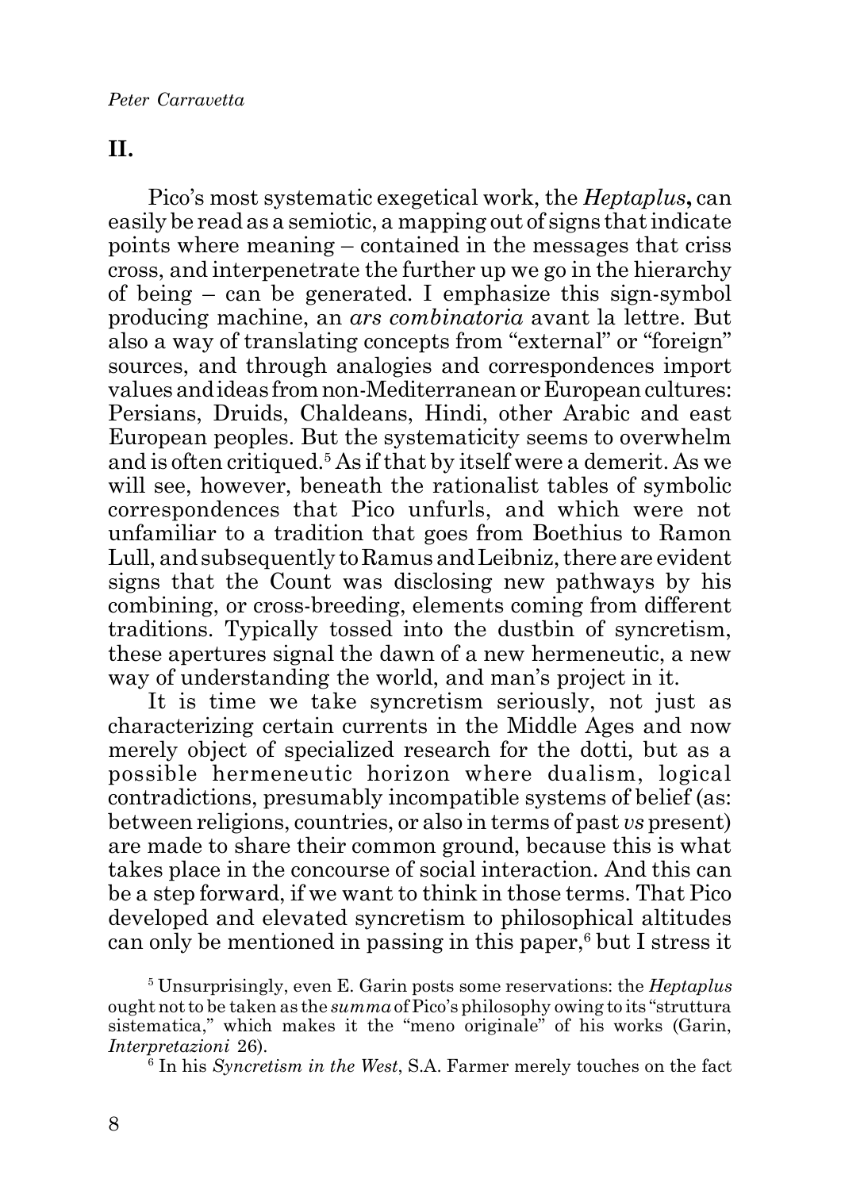## II.

Pico's most systematic exegetical work, the *Heptaplus***,** can easily be read as a semiotic, a mapping out of signs that indicate points where meaning – contained in the messages that criss cross, and interpenetrate the further up we go in the hierarchy of being – can be generated. I emphasize this sign-symbol producing machine, an *ars combinatoria* avant la lettre. But also a way of translating concepts from "external" or "foreign" sources, and through analogies and correspondences import values and ideas from non-Mediterranean or European cultures: Persians, Druids, Chaldeans, Hindi, other Arabic and east European peoples. But the systematicity seems to overwhelm and is often critiqued.[5] As if that by itself were a demerit. As we will see, however, beneath the rationalist tables of symbolic correspondences that Pico unfurls, and which were not unfamiliar to a tradition that goes from Boethius to Ramon Lull, and subsequently to Ramus and Leibniz, there are evident signs that the Count was disclosing new pathways by his combining, or cross-breeding, elements coming from different traditions. Typically tossed into the dustbin of syncretism, these apertures signal the dawn of a new hermeneutic, a new way of understanding the world, and man's project in it.

It is time we take syncretism seriously, not just as characterizing certain currents in the Middle Ages and now merely object of specialized research for the dotti, but as a possible hermeneutic horizon where dualism, logical contradictions, presumably incompatible systems of belief (as: between religions, countries, or also in terms of past *vs* present) are made to share their common ground, because this is what takes place in the concourse of social interaction. And this can be a step forward, if we want to think in those terms. That Pico developed and elevated syncretism to philosophical altitudes can only be mentioned in passing in this paper,[6] but I stress it

[5] Unsurprisingly, even E. Garin posts some reservations: the *Heptaplus* ought not to be taken as the *summa* of Pico's philosophy owing to its "struttura sistematica," which makes it the "meno originale" of his works (Garin, *Interpretazioni* 26).

[6] In his *Syncretism in the West*, S.A. Farmer merely touches on the fact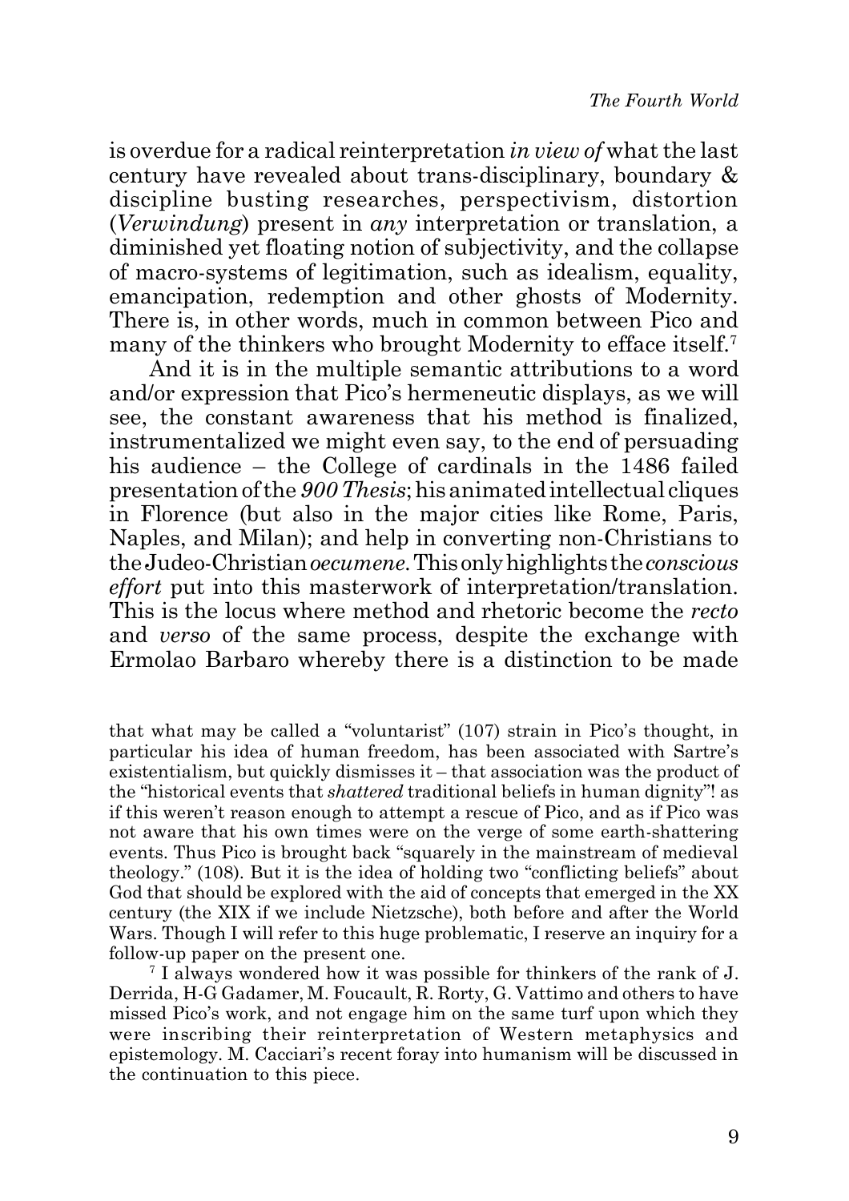is overdue for a radical reinterpretation *in view of* what the last century have revealed about trans-disciplinary, boundary & discipline busting researches, perspectivism, distortion (*Verwindung*) present in *any* interpretation or translation, a diminished yet floating notion of subjectivity, and the collapse of macro-systems of legitimation, such as idealism, equality, emancipation, redemption and other ghosts of Modernity. There is, in other words, much in common between Pico and many of the thinkers who brought Modernity to efface itself.[7]

And it is in the multiple semantic attributions to a word and/or expression that Pico's hermeneutic displays, as we will see, the constant awareness that his method is finalized, instrumentalized we might even say, to the end of persuading his audience – the College of cardinals in the 1486 failed presentation of the *900 Thesis*; his animated intellectual cliques in Florence (but also in the major cities like Rome, Paris, Naples, and Milan); and help in converting non-Christians to the Judeo-Christian *oecumene*. This only highlights the *conscious effort* put into this masterwork of interpretation/translation. This is the locus where method and rhetoric become the *recto* and *verso* of the same process, despite the exchange with Ermolao Barbaro whereby there is a distinction to be made

that what may be called a "voluntarist" (107) strain in Pico's thought, in particular his idea of human freedom, has been associated with Sartre's existentialism, but quickly dismisses it – that association was the product of the "historical events that *shattered* traditional beliefs in human dignity"! as if this weren't reason enough to attempt a rescue of Pico, and as if Pico was not aware that his own times were on the verge of some earth-shattering events. Thus Pico is brought back "squarely in the mainstream of medieval theology." (108). But it is the idea of holding two "conflicting beliefs" about God that should be explored with the aid of concepts that emerged in the XX century (the XIX if we include Nietzsche), both before and after the World Wars. Though I will refer to this huge problematic, I reserve an inquiry for a follow-up paper on the present one.

[7] I always wondered how it was possible for thinkers of the rank of J. Derrida, H-G Gadamer, M. Foucault, R. Rorty, G. Vattimo and others to have missed Pico's work, and not engage him on the same turf upon which they were inscribing their reinterpretation of Western metaphysics and epistemology. M. Cacciari's recent foray into humanism will be discussed in the continuation to this piece.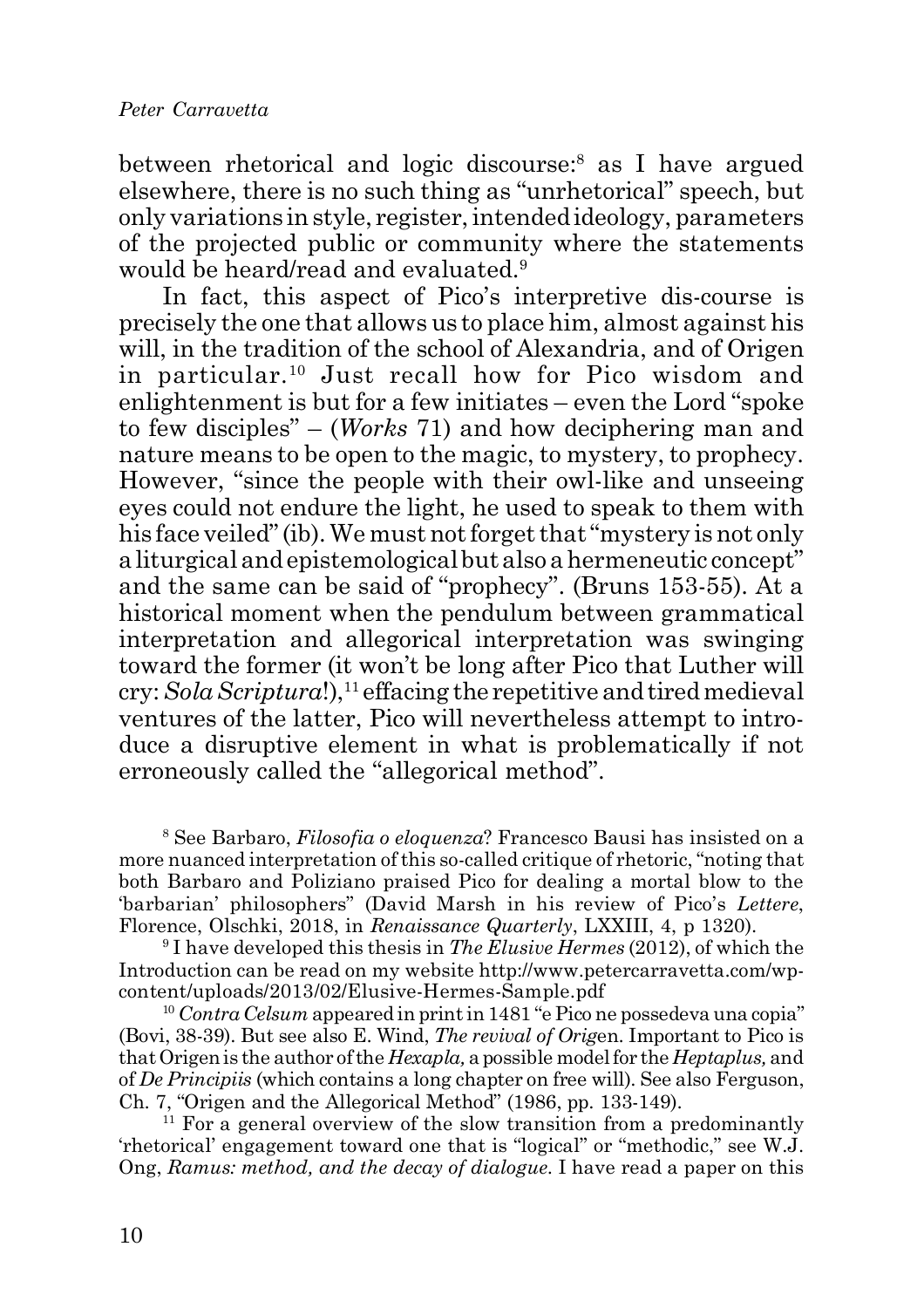between rhetorical and logic discourse:[8] as I have argued elsewhere, there is no such thing as "unrhetorical" speech, but only variations in style, register, intended ideology, parameters of the projected public or community where the statements would be heard/read and evaluated.[9]

In fact, this aspect of Pico's interpretive dis-course is precisely the one that allows us to place him, almost against his will, in the tradition of the school of Alexandria, and of Origen in particular.[10] Just recall how for Pico wisdom and enlightenment is but for a few initiates – even the Lord "spoke to few disciples" – (*Works* 71) and how deciphering man and nature means to be open to the magic, to mystery, to prophecy. However, "since the people with their owl-like and unseeing eyes could not endure the light, he used to speak to them with his face veiled" (ib). We must not forget that "mystery is not only a liturgical and epistemological but also a hermeneutic concept" and the same can be said of "prophecy". (Bruns 153-55). At a historical moment when the pendulum between grammatical interpretation and allegorical interpretation was swinging toward the former (it won't be long after Pico that Luther will cry: *Sola Scriptura*!),[11] effacing the repetitive and tired medieval ventures of the latter, Pico will nevertheless attempt to introduce a disruptive element in what is problematically if not erroneously called the "allegorical method".

---

[8] See Barbaro, *Filosofia o eloquenza*? Francesco Bausi has insisted on a more nuanced interpretation of this so-called critique of rhetoric, "noting that both Barbaro and Poliziano praised Pico for dealing a mortal blow to the 'barbarian' philosophers" (David Marsh in his review of Pico's *Lettere*, Florence, Olschki, 2018, in *Renaissance Quarterly*, LXXIII, 4, p 1320).

[9] I have developed this thesis in *The Elusive Hermes* (2012), of which the Introduction can be read on my website http://www.petercarravetta.com/wp-content/uploads/2013/02/Elusive-Hermes-Sample.pdf

[10] *Contra Celsum* appeared in print in 1481 "e Pico ne possedeva una copia" (Bovi, 38-39). But see also E. Wind, *The revival of Orig*en. Important to Pico is that Origen is the author of the *Hexapla,* a possible model for the *Heptaplus,* and of *De Principiis* (which contains a long chapter on free will). See also Ferguson, Ch. 7, "Origen and the Allegorical Method" (1986, pp. 133-149).

[11] For a general overview of the slow transition from a predominantly 'rhetorical' engagement toward one that is "logical" or "methodic," see W.J. Ong, *Ramus: method, and the decay of dialogue*. I have read a paper on this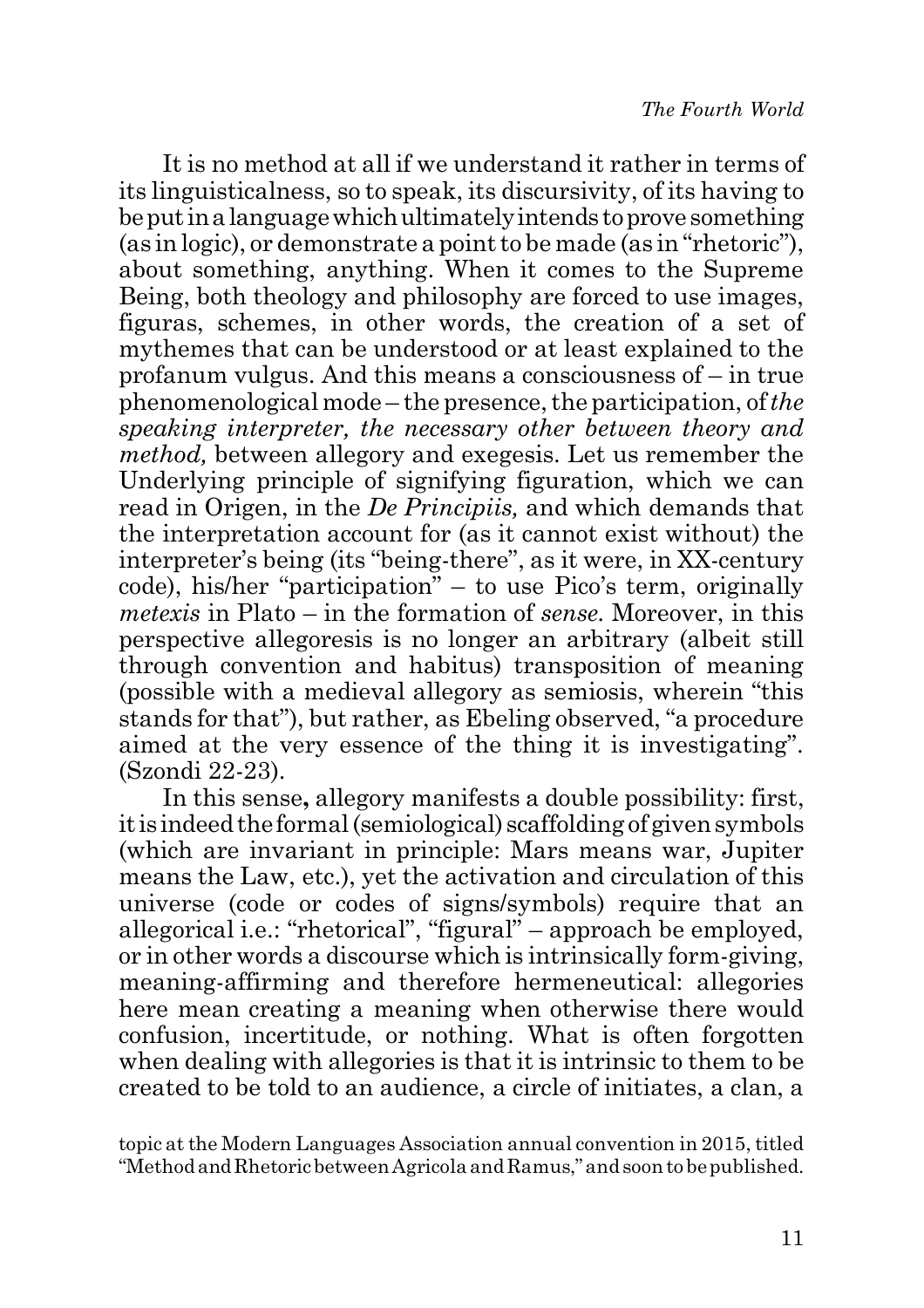It is no method at all if we understand it rather in terms of its linguisticalness, so to speak, its discursivity, of its having to be put in a language which ultimately intends to prove something (as in logic), or demonstrate a point to be made (as in "rhetoric"), about something, anything. When it comes to the Supreme Being, both theology and philosophy are forced to use images, figuras, schemes, in other words, the creation of a set of mythemes that can be understood or at least explained to the profanum vulgus. And this means a consciousness of – in true phenomenological mode – the presence, the participation, of *the speaking interpreter, the necessary other between theory and method,* between allegory and exegesis. Let us remember the Underlying principle of signifying figuration, which we can read in Origen, in the *De Principiis,* and which demands that the interpretation account for (as it cannot exist without) the interpreter's being (its "being-there", as it were, in XX-century code), his/her "participation" – to use Pico's term, originally *metexis* in Plato – in the formation of *sense.* Moreover, in this perspective allegoresis is no longer an arbitrary (albeit still through convention and habitus) transposition of meaning (possible with a medieval allegory as semiosis, wherein "this stands for that"), but rather, as Ebeling observed, "a procedure aimed at the very essence of the thing it is investigating". (Szondi 22-23).

In this sense**,** allegory manifests a double possibility: first, it is indeed the formal (semiological) scaffolding of given symbols (which are invariant in principle: Mars means war, Jupiter means the Law, etc.), yet the activation and circulation of this universe (code or codes of signs/symbols) require that an allegorical i.e.: "rhetorical", "figural" – approach be employed, or in other words a discourse which is intrinsically form-giving, meaning-affirming and therefore hermeneutical: allegories here mean creating a meaning when otherwise there would confusion, incertitude, or nothing. What is often forgotten when dealing with allegories is that it is intrinsic to them to be created to be told to an audience, a circle of initiates, a clan, a

topic at the Modern Languages Association annual convention in 2015, titled "Method and Rhetoric between Agricola and Ramus," and soon to be published.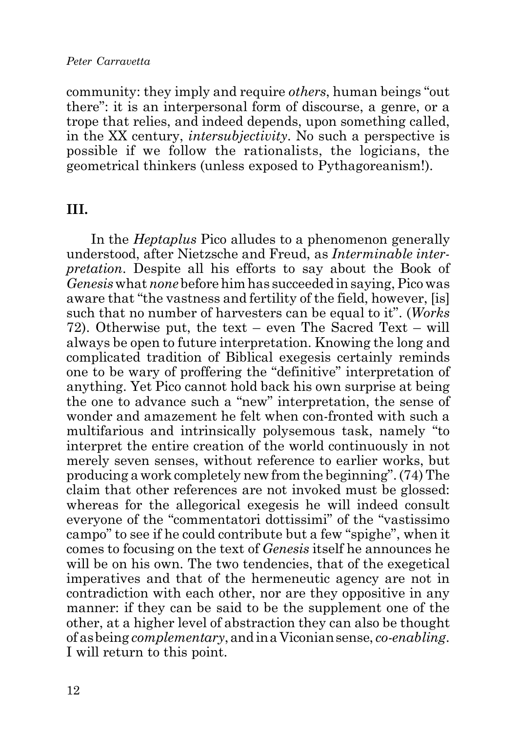community: they imply and require *others*, human beings "out there": it is an interpersonal form of discourse, a genre, or a trope that relies, and indeed depends, upon something called, in the XX century, *intersubjectivity*. No such a perspective is possible if we follow the rationalists, the logicians, the geometrical thinkers (unless exposed to Pythagoreanism!).

## III.

In the *Heptaplus* Pico alludes to a phenomenon generally understood, after Nietzsche and Freud, as *Interminable interpretation*. Despite all his efforts to say about the Book of *Genesis* what *none* before him has succeeded in saying, Pico was aware that "the vastness and fertility of the field, however, [is] such that no number of harvesters can be equal to it". (*Works* 72). Otherwise put, the text – even The Sacred Text – will always be open to future interpretation. Knowing the long and complicated tradition of Biblical exegesis certainly reminds one to be wary of proffering the "definitive" interpretation of anything. Yet Pico cannot hold back his own surprise at being the one to advance such a "new" interpretation, the sense of wonder and amazement he felt when con-fronted with such a multifarious and intrinsically polysemous task, namely "to interpret the entire creation of the world continuously in not merely seven senses, without reference to earlier works, but producing a work completely new from the beginning". (74) The claim that other references are not invoked must be glossed: whereas for the allegorical exegesis he will indeed consult everyone of the "commentatori dottissimi" of the "vastissimo campo" to see if he could contribute but a few "spighe", when it comes to focusing on the text of *Genesis* itself he announces he will be on his own. The two tendencies, that of the exegetical imperatives and that of the hermeneutic agency are not in contradiction with each other, nor are they oppositive in any manner: if they can be said to be the supplement one of the other, at a higher level of abstraction they can also be thought of as being *complementary*, and in a Viconian sense, *co-enabling*. I will return to this point.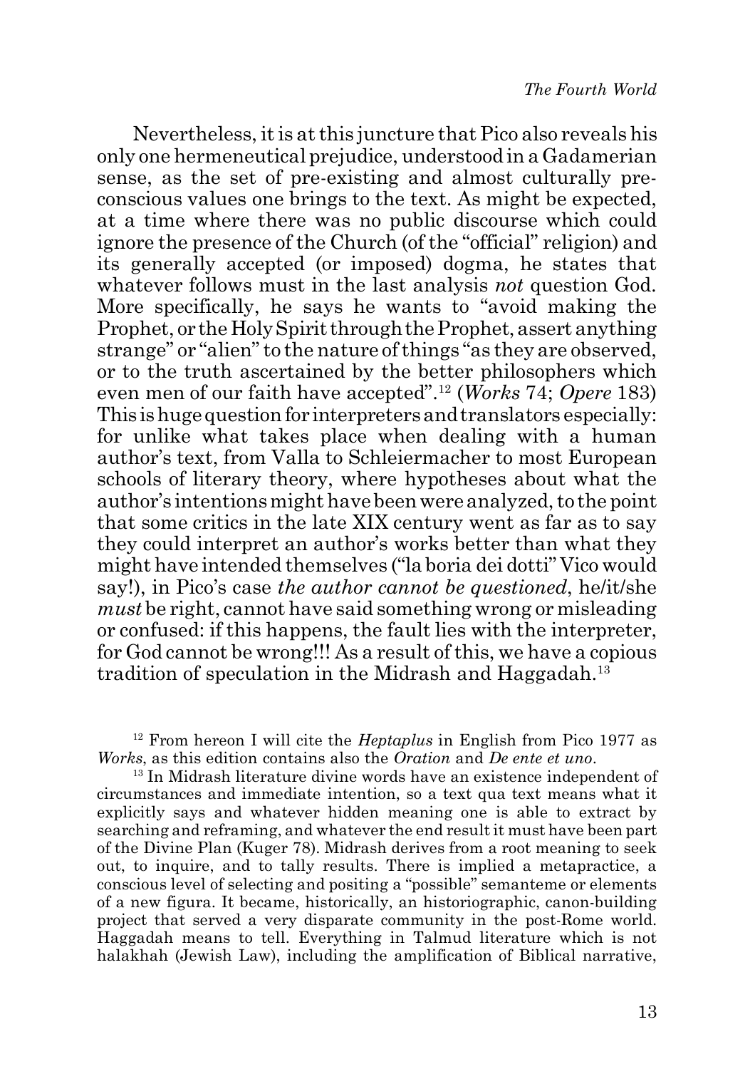Nevertheless, it is at this juncture that Pico also reveals his only one hermeneutical prejudice, understood in a Gadamerian sense, as the set of pre-existing and almost culturally pre-conscious values one brings to the text. As might be expected, at a time where there was no public discourse which could ignore the presence of the Church (of the "official" religion) and its generally accepted (or imposed) dogma, he states that whatever follows must in the last analysis *not* question God. More specifically, he says he wants to "avoid making the Prophet, or the Holy Spirit through the Prophet, assert anything strange" or "alien" to the nature of things "as they are observed, or to the truth ascertained by the better philosophers which even men of our faith have accepted".[12] (*Works* 74; *Opere* 183) This is huge question for interpreters and translators especially: for unlike what takes place when dealing with a human author's text, from Valla to Schleiermacher to most European schools of literary theory, where hypotheses about what the author's intentions might have been were analyzed, to the point that some critics in the late XIX century went as far as to say they could interpret an author's works better than what they might have intended themselves ("la boria dei dotti" Vico would say!), in Pico's case *the author cannot be questioned*, he/it/she *must* be right, cannot have said something wrong or misleading or confused: if this happens, the fault lies with the interpreter, for God cannot be wrong!!! As a result of this, we have a copious tradition of speculation in the Midrash and Haggadah.[13]

[12] From hereon I will cite the *Heptaplus* in English from Pico 1977 as *Works*, as this edition contains also the *Oration* and *De ente et uno*.

[13] In Midrash literature divine words have an existence independent of circumstances and immediate intention, so a text qua text means what it explicitly says and whatever hidden meaning one is able to extract by searching and reframing, and whatever the end result it must have been part of the Divine Plan (Kuger 78). Midrash derives from a root meaning to seek out, to inquire, and to tally results. There is implied a metapractice, a conscious level of selecting and positing a "possible" semanteme or elements of a new figura. It became, historically, an historiographic, canon-building project that served a very disparate community in the post-Rome world. Haggadah means to tell. Everything in Talmud literature which is not halakhah (Jewish Law), including the amplification of Biblical narrative,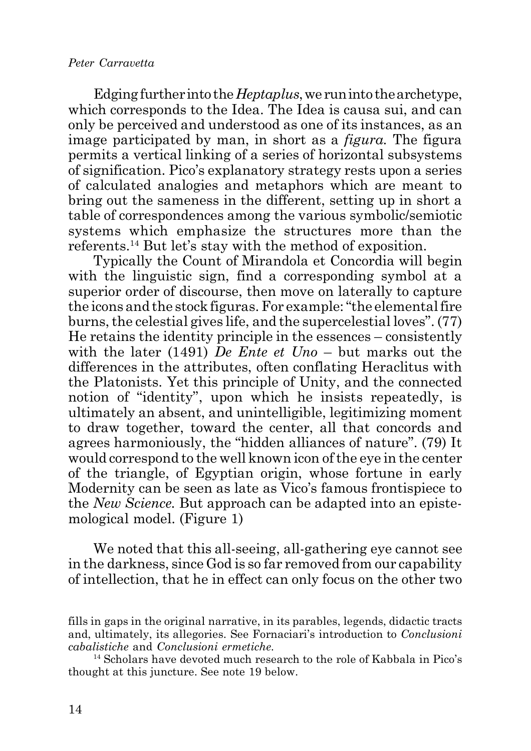Edging further into the *Heptaplus*, we run into the archetype, which corresponds to the Idea. The Idea is causa sui, and can only be perceived and understood as one of its instances, as an image participated by man, in short as a *figura*. The figura permits a vertical linking of a series of horizontal subsystems of signification. Pico's explanatory strategy rests upon a series of calculated analogies and metaphors which are meant to bring out the sameness in the different, setting up in short a table of correspondences among the various symbolic/semiotic systems which emphasize the structures more than the referents.[14] But let's stay with the method of exposition.

Typically the Count of Mirandola et Concordia will begin with the linguistic sign, find a corresponding symbol at a superior order of discourse, then move on laterally to capture the icons and the stock figuras. For example: "the elemental fire burns, the celestial gives life, and the supercelestial loves". (77) He retains the identity principle in the essences – consistently with the later (1491) *De Ente et Uno* – but marks out the differences in the attributes, often conflating Heraclitus with the Platonists. Yet this principle of Unity, and the connected notion of "identity", upon which he insists repeatedly, is ultimately an absent, and unintelligible, legitimizing moment to draw together, toward the center, all that concords and agrees harmoniously, the "hidden alliances of nature". (79) It would correspond to the well known icon of the eye in the center of the triangle, of Egyptian origin, whose fortune in early Modernity can be seen as late as Vico's famous frontispiece to the *New Science*. But approach can be adapted into an epistemological model. (Figure 1)

We noted that this all-seeing, all-gathering eye cannot see in the darkness, since God is so far removed from our capability of intellection, that he in effect can only focus on the other two

fills in gaps in the original narrative, in its parables, legends, didactic tracts and, ultimately, its allegories. See Fornaciari's introduction to *Conclusioni cabalistiche* and *Conclusioni ermetiche*.

[14] Scholars have devoted much research to the role of Kabbala in Pico's thought at this juncture. See note 19 below.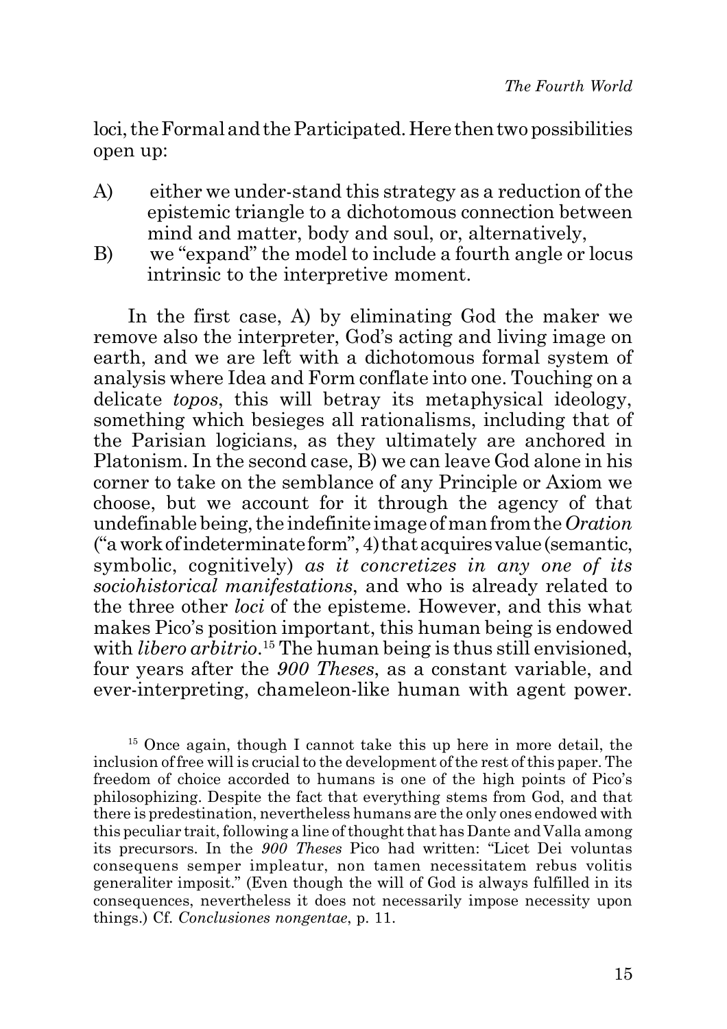loci, the Formal and the Participated. Here then two possibilities open up:

A) either we under-stand this strategy as a reduction of the epistemic triangle to a dichotomous connection between mind and matter, body and soul, or, alternatively,

B) we "expand" the model to include a fourth angle or locus intrinsic to the interpretive moment.

In the first case, A) by eliminating God the maker we remove also the interpreter, God's acting and living image on earth, and we are left with a dichotomous formal system of analysis where Idea and Form conflate into one. Touching on a delicate *topos*, this will betray its metaphysical ideology, something which besieges all rationalisms, including that of the Parisian logicians, as they ultimately are anchored in Platonism. In the second case, B) we can leave God alone in his corner to take on the semblance of any Principle or Axiom we choose, but we account for it through the agency of that undefinable being, the indefinite image of man from the *Oration* ("a work of indeterminate form", 4) that acquires value (semantic, symbolic, cognitively) *as it concretizes in any one of its sociohistorical manifestations*, and who is already related to the three other *loci* of the episteme. However, and this what makes Pico's position important, this human being is endowed with *libero arbitrio*.[15] The human being is thus still envisioned, four years after the *900 Theses*, as a constant variable, and ever-interpreting, chameleon-like human with agent power.

[15] Once again, though I cannot take this up here in more detail, the inclusion of free will is crucial to the development of the rest of this paper. The freedom of choice accorded to humans is one of the high points of Pico's philosophizing. Despite the fact that everything stems from God, and that there is predestination, nevertheless humans are the only ones endowed with this peculiar trait, following a line of thought that has Dante and Valla among its precursors. In the *900 Theses* Pico had written: "Licet Dei voluntas consequens semper impleatur, non tamen necessitatem rebus volitis generaliter imposit." (Even though the will of God is always fulfilled in its consequences, nevertheless it does not necessarily impose necessity upon things.) Cf. *Conclusiones nongentae*, p. 11.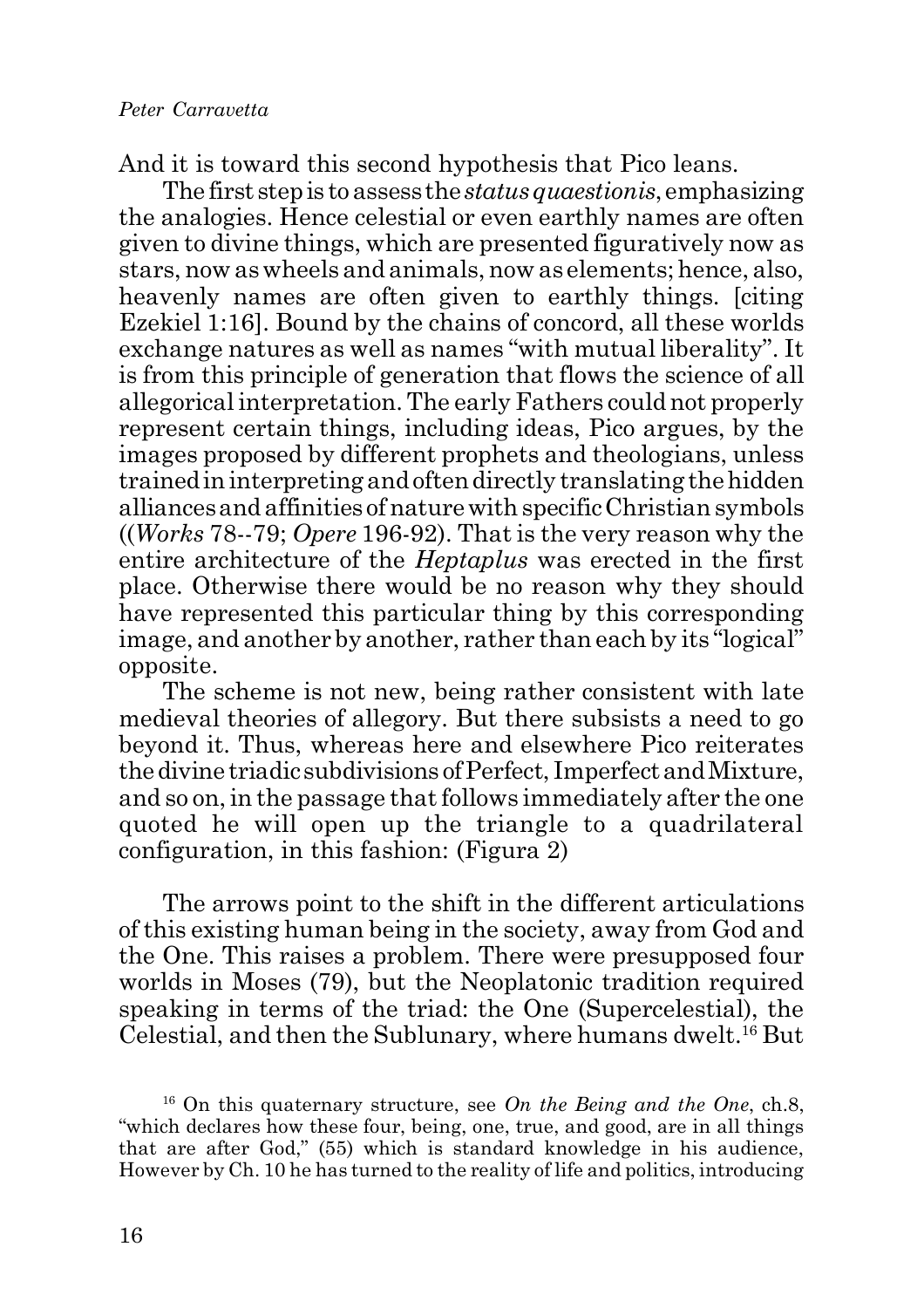And it is toward this second hypothesis that Pico leans.

The first step is to assess the *status quaestionis*, emphasizing the analogies. Hence celestial or even earthly names are often given to divine things, which are presented figuratively now as stars, now as wheels and animals, now as elements; hence, also, heavenly names are often given to earthly things. [citing Ezekiel 1:16]. Bound by the chains of concord, all these worlds exchange natures as well as names "with mutual liberality". It is from this principle of generation that flows the science of all allegorical interpretation. The early Fathers could not properly represent certain things, including ideas, Pico argues, by the images proposed by different prophets and theologians, unless trained in interpreting and often directly translating the hidden alliances and affinities of nature with specific Christian symbols ((*Works* 78--79; *Opere* 196-92). That is the very reason why the entire architecture of the *Heptaplus* was erected in the first place. Otherwise there would be no reason why they should have represented this particular thing by this corresponding image, and another by another, rather than each by its "logical" opposite.

The scheme is not new, being rather consistent with late medieval theories of allegory. But there subsists a need to go beyond it. Thus, whereas here and elsewhere Pico reiterates the divine triadic subdivisions of Perfect, Imperfect and Mixture, and so on, in the passage that follows immediately after the one quoted he will open up the triangle to a quadrilateral configuration, in this fashion: (Figura 2)

The arrows point to the shift in the different articulations of this existing human being in the society, away from God and the One. This raises a problem. There were presupposed four worlds in Moses (79), but the Neoplatonic tradition required speaking in terms of the triad: the One (Supercelestial), the Celestial, and then the Sublunary, where humans dwelt.[16] But

[16] On this quaternary structure, see *On the Being and the One*, ch.8, "which declares how these four, being, one, true, and good, are in all things that are after God," (55) which is standard knowledge in his audience, However by Ch. 10 he has turned to the reality of life and politics, introducing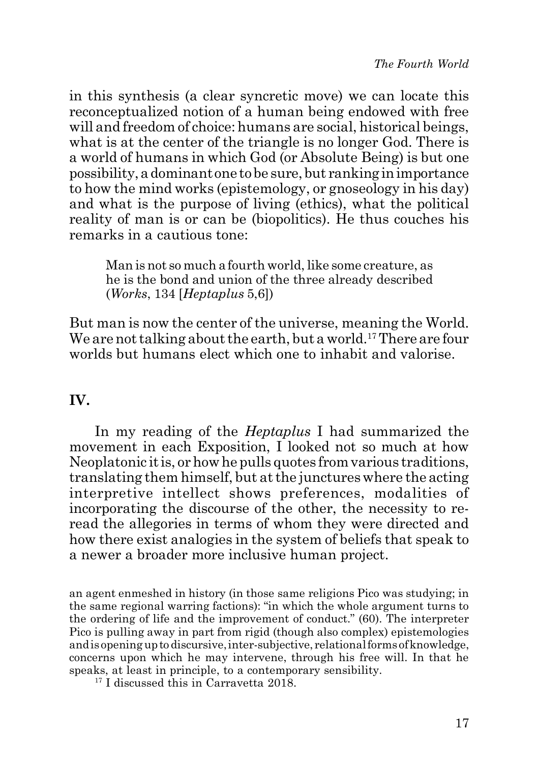in this synthesis (a clear syncretic move) we can locate this reconceptualized notion of a human being endowed with free will and freedom of choice: humans are social, historical beings, what is at the center of the triangle is no longer God. There is a world of humans in which God (or Absolute Being) is but one possibility, a dominant one to be sure, but ranking in importance to how the mind works (epistemology, or gnoseology in his day) and what is the purpose of living (ethics), what the political reality of man is or can be (biopolitics). He thus couches his remarks in a cautious tone:

> Man is not so much a fourth world, like some creature, as he is the bond and union of the three already described (*Works*, 134 [*Heptaplus* 5,6])

But man is now the center of the universe, meaning the World. We are not talking about the earth, but a world.[17] There are four worlds but humans elect which one to inhabit and valorise.

## IV.

In my reading of the *Heptaplus* I had summarized the movement in each Exposition, I looked not so much at how Neoplatonic it is, or how he pulls quotes from various traditions, translating them himself, but at the junctures where the acting interpretive intellect shows preferences, modalities of incorporating the discourse of the other, the necessity to re-read the allegories in terms of whom they were directed and how there exist analogies in the system of beliefs that speak to a newer a broader more inclusive human project.

---

an agent enmeshed in history (in those same religions Pico was studying; in the same regional warring factions): "in which the whole argument turns to the ordering of life and the improvement of conduct." (60). The interpreter Pico is pulling away in part from rigid (though also complex) epistemologies and is opening up to discursive, inter-subjective, relational forms of knowledge, concerns upon which he may intervene, through his free will. In that he speaks, at least in principle, to a contemporary sensibility.

[17] I discussed this in Carravetta 2018.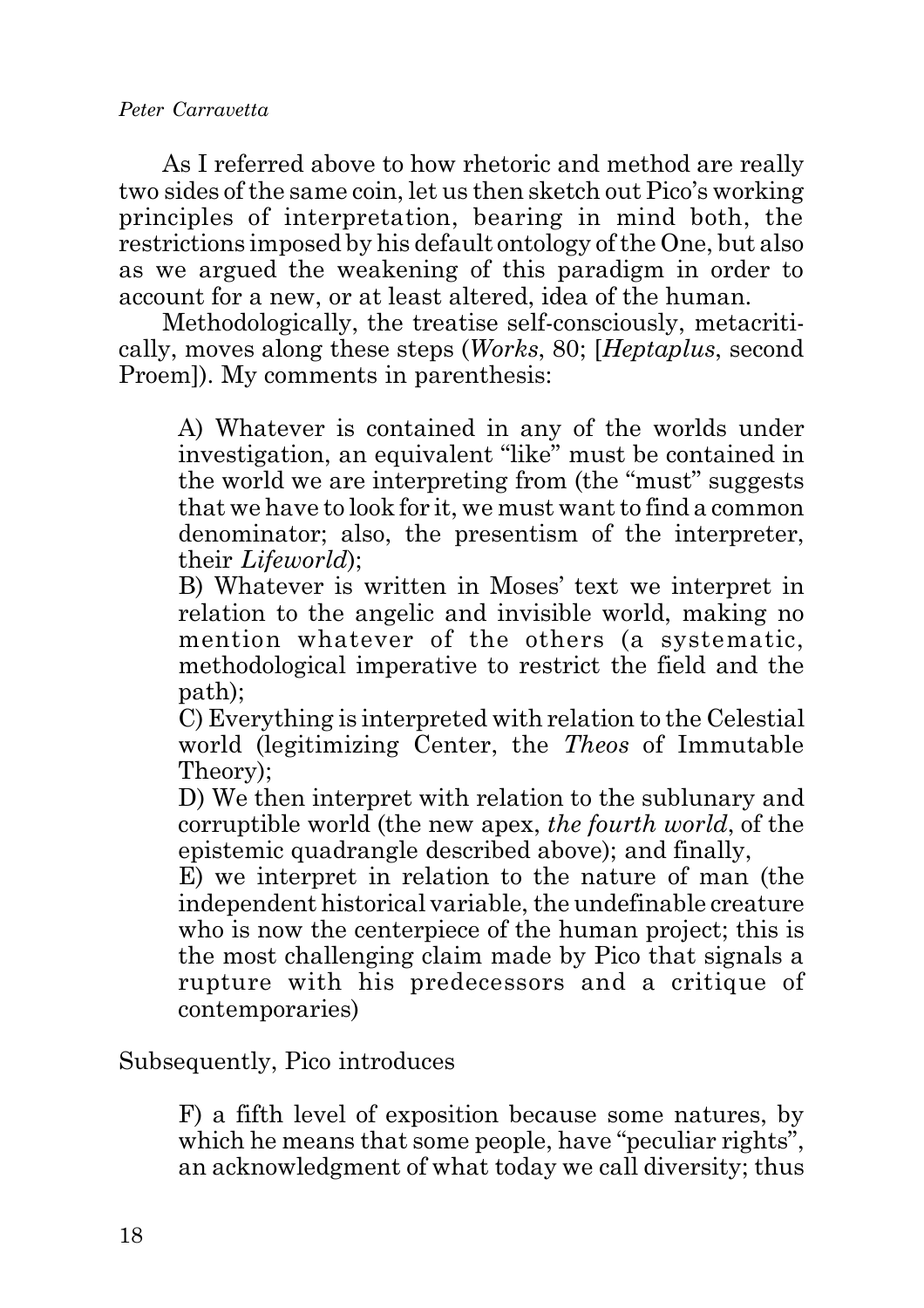As I referred above to how rhetoric and method are really two sides of the same coin, let us then sketch out Pico's working principles of interpretation, bearing in mind both, the restrictions imposed by his default ontology of the One, but also as we argued the weakening of this paradigm in order to account for a new, or at least altered, idea of the human.

Methodologically, the treatise self-consciously, metacritically, moves along these steps (*Works*, 80; [*Heptaplus*, second Proem]). My comments in parenthesis:

> A) Whatever is contained in any of the worlds under investigation, an equivalent "like" must be contained in the world we are interpreting from (the "must" suggests that we have to look for it, we must want to find a common denominator; also, the presentism of the interpreter, their *Lifeworld*);
> B) Whatever is written in Moses' text we interpret in relation to the angelic and invisible world, making no mention whatever of the others (a systematic, methodological imperative to restrict the field and the path);
> C) Everything is interpreted with relation to the Celestial world (legitimizing Center, the *Theos* of Immutable Theory);
> D) We then interpret with relation to the sublunary and corruptible world (the new apex, *the fourth world*, of the epistemic quadrangle described above); and finally,
> E) we interpret in relation to the nature of man (the independent historical variable, the undefinable creature who is now the centerpiece of the human project; this is the most challenging claim made by Pico that signals a rupture with his predecessors and a critique of contemporaries)

Subsequently, Pico introduces

> F) a fifth level of exposition because some natures, by which he means that some people, have "peculiar rights", an acknowledgment of what today we call diversity; thus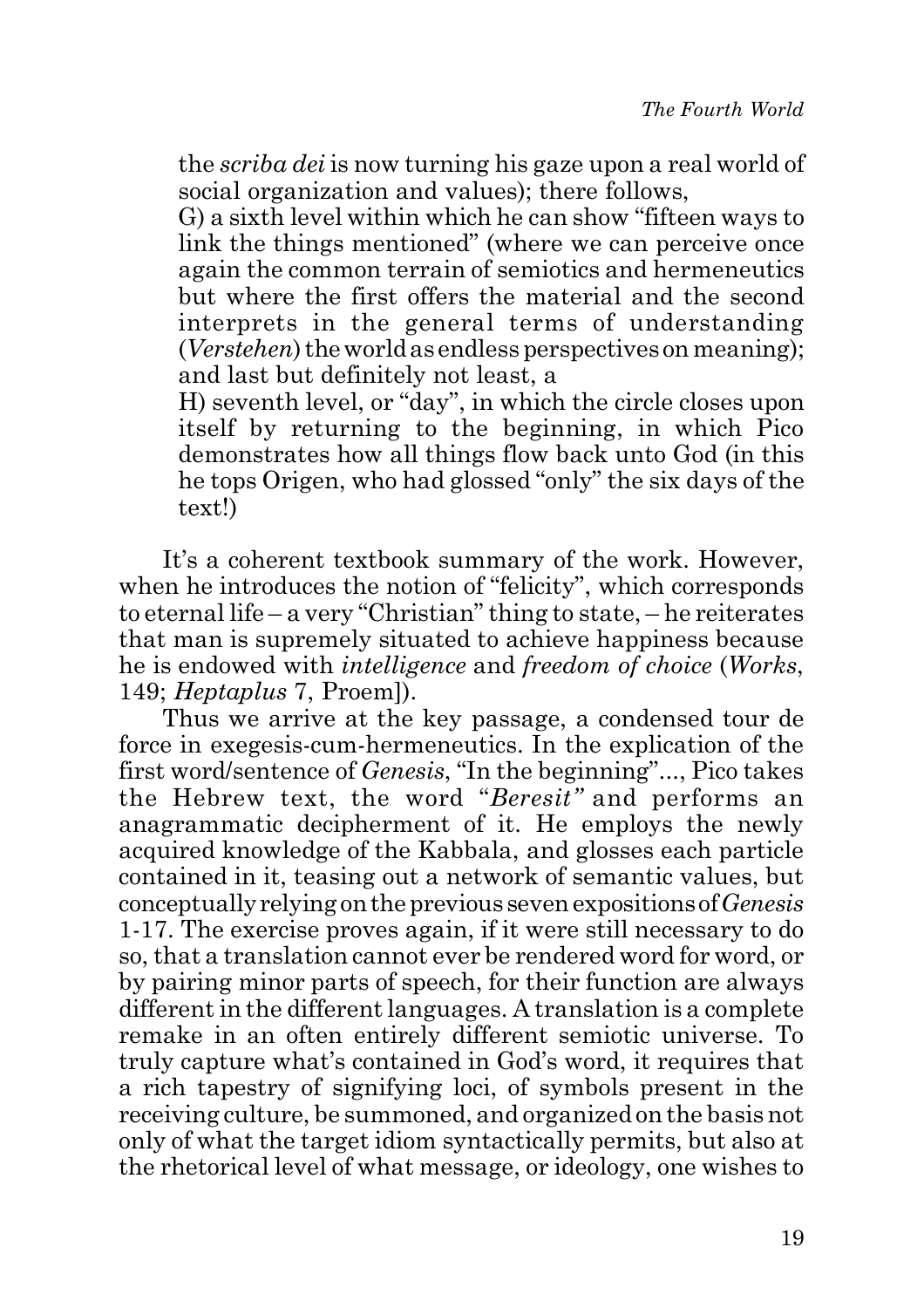the *scriba dei* is now turning his gaze upon a real world of social organization and values); there follows,

G) a sixth level within which he can show "fifteen ways to link the things mentioned" (where we can perceive once again the common terrain of semiotics and hermeneutics but where the first offers the material and the second interprets in the general terms of understanding (*Verstehen*) the world as endless perspectives on meaning); and last but definitely not least, a

H) seventh level, or "day", in which the circle closes upon itself by returning to the beginning, in which Pico demonstrates how all things flow back unto God (in this he tops Origen, who had glossed "only" the six days of the text!)

It's a coherent textbook summary of the work. However, when he introduces the notion of "felicity", which corresponds to eternal life – a very "Christian" thing to state, – he reiterates that man is supremely situated to achieve happiness because he is endowed with *intelligence* and *freedom of choice* (*Works*, 149; *Heptaplus* 7, Proem]).

Thus we arrive at the key passage, a condensed tour de force in exegesis-cum-hermeneutics. In the explication of the first word/sentence of *Genesis*, "In the beginning"..., Pico takes the Hebrew text, the word "*Beresit"* and performs an anagrammatic decipherment of it. He employs the newly acquired knowledge of the Kabbala, and glosses each particle contained in it, teasing out a network of semantic values, but conceptually relying on the previous seven expositions of *Genesis* 1-17. The exercise proves again, if it were still necessary to do so, that a translation cannot ever be rendered word for word, or by pairing minor parts of speech, for their function are always different in the different languages. A translation is a complete remake in an often entirely different semiotic universe. To truly capture what's contained in God's word, it requires that a rich tapestry of signifying loci, of symbols present in the receiving culture, be summoned, and organized on the basis not only of what the target idiom syntactically permits, but also at the rhetorical level of what message, or ideology, one wishes to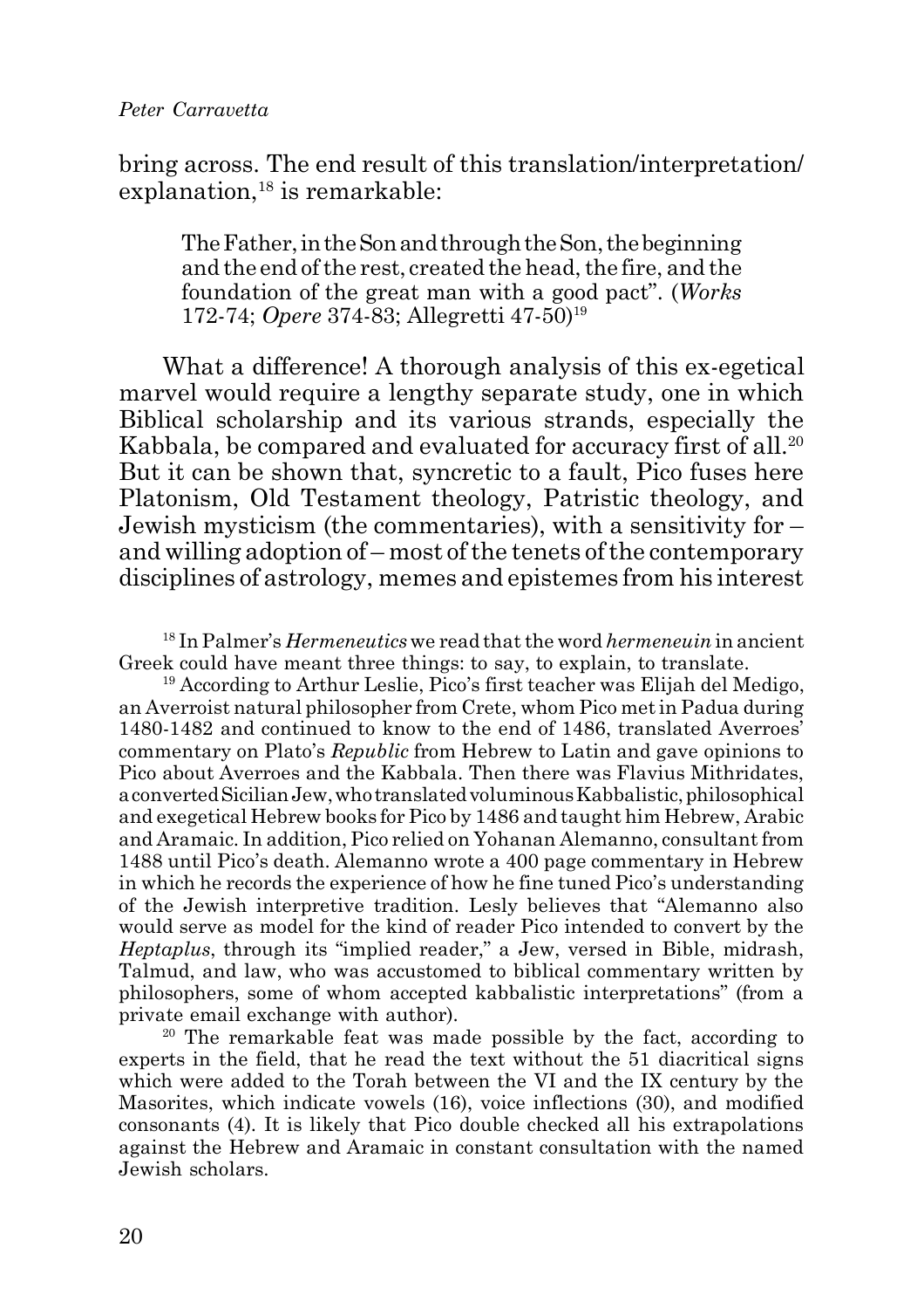bring across. The end result of this translation/interpretation/ explanation,[18] is remarkable:

> The Father, in the Son and through the Son, the beginning and the end of the rest, created the head, the fire, and the foundation of the great man with a good pact". (*Works* 172-74; *Opere* 374-83; Allegretti 47-50)[19]

What a difference! A thorough analysis of this ex-egetical marvel would require a lengthy separate study, one in which Biblical scholarship and its various strands, especially the Kabbala, be compared and evaluated for accuracy first of all.[20] But it can be shown that, syncretic to a fault, Pico fuses here Platonism, Old Testament theology, Patristic theology, and Jewish mysticism (the commentaries), with a sensitivity for – and willing adoption of – most of the tenets of the contemporary disciplines of astrology, memes and epistemes from his interest

[18] In Palmer's *Hermeneutics* we read that the word *hermeneuin* in ancient Greek could have meant three things: to say, to explain, to translate.

[19] According to Arthur Leslie, Pico's first teacher was Elijah del Medigo, an Averroist natural philosopher from Crete, whom Pico met in Padua during 1480-1482 and continued to know to the end of 1486, translated Averroes' commentary on Plato's *Republic* from Hebrew to Latin and gave opinions to Pico about Averroes and the Kabbala. Then there was Flavius Mithridates, a converted Sicilian Jew, who translated voluminous Kabbalistic, philosophical and exegetical Hebrew books for Pico by 1486 and taught him Hebrew, Arabic and Aramaic. In addition, Pico relied on Yohanan Alemanno, consultant from 1488 until Pico's death. Alemanno wrote a 400 page commentary in Hebrew in which he records the experience of how he fine tuned Pico's understanding of the Jewish interpretive tradition. Lesly believes that "Alemanno also would serve as model for the kind of reader Pico intended to convert by the *Heptaplus*, through its "implied reader," a Jew, versed in Bible, midrash, Talmud, and law, who was accustomed to biblical commentary written by philosophers, some of whom accepted kabbalistic interpretations" (from a private email exchange with author).

[20] The remarkable feat was made possible by the fact, according to experts in the field, that he read the text without the 51 diacritical signs which were added to the Torah between the VI and the IX century by the Masorites, which indicate vowels (16), voice inflections (30), and modified consonants (4). It is likely that Pico double checked all his extrapolations against the Hebrew and Aramaic in constant consultation with the named Jewish scholars.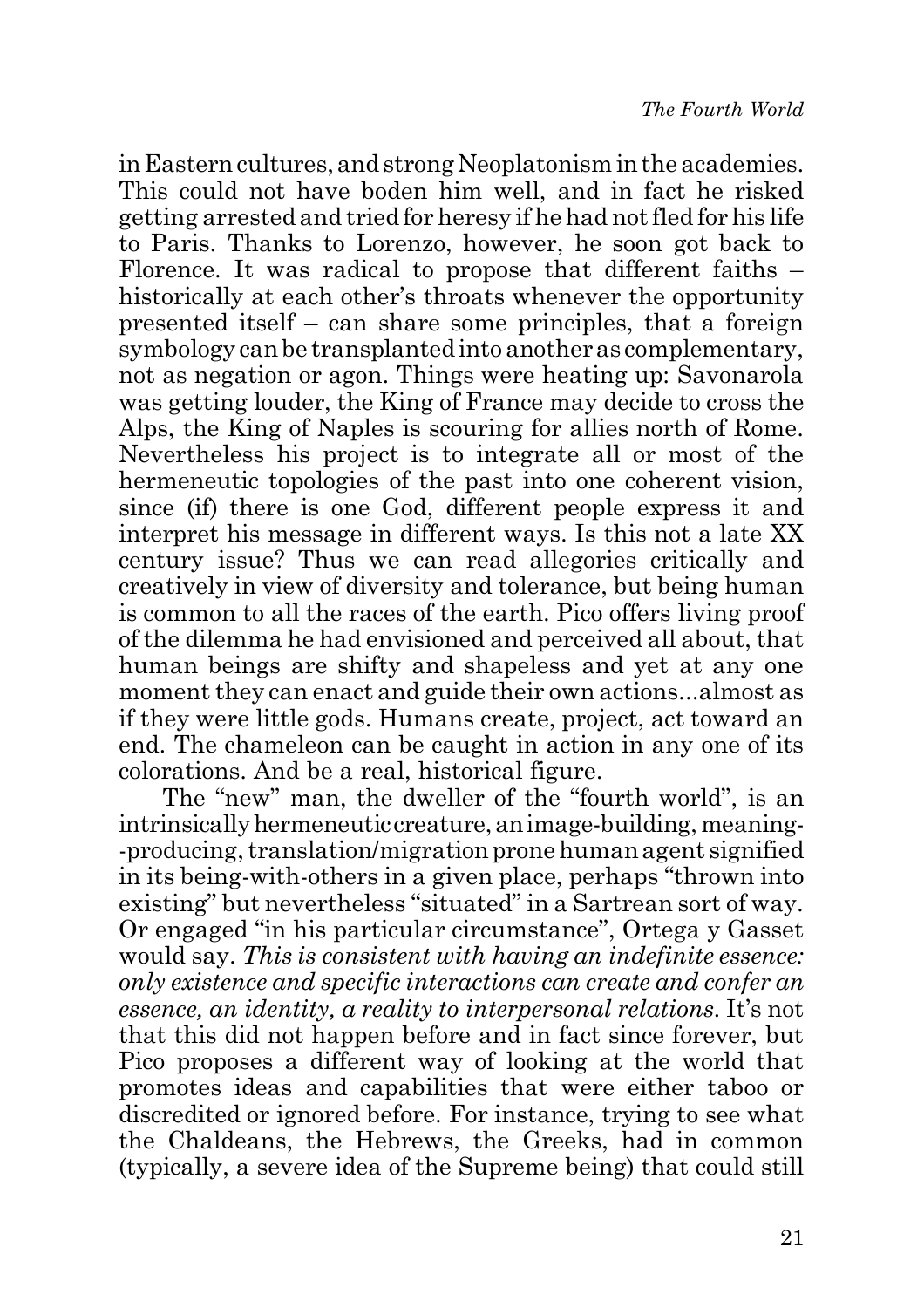in Eastern cultures, and strong Neoplatonism in the academies. This could not have boden him well, and in fact he risked getting arrested and tried for heresy if he had not fled for his life to Paris. Thanks to Lorenzo, however, he soon got back to Florence. It was radical to propose that different faiths – historically at each other's throats whenever the opportunity presented itself – can share some principles, that a foreign symbology can be transplanted into another as complementary, not as negation or agon. Things were heating up: Savonarola was getting louder, the King of France may decide to cross the Alps, the King of Naples is scouring for allies north of Rome. Nevertheless his project is to integrate all or most of the hermeneutic topologies of the past into one coherent vision, since (if) there is one God, different people express it and interpret his message in different ways. Is this not a late XX century issue? Thus we can read allegories critically and creatively in view of diversity and tolerance, but being human is common to all the races of the earth. Pico offers living proof of the dilemma he had envisioned and perceived all about, that human beings are shifty and shapeless and yet at any one moment they can enact and guide their own actions...almost as if they were little gods. Humans create, project, act toward an end. The chameleon can be caught in action in any one of its colorations. And be a real, historical figure.

The "new" man, the dweller of the "fourth world", is an intrinsically hermeneutic creature, an image-building, meaning--producing, translation/migration prone human agent signified in its being-with-others in a given place, perhaps "thrown into existing" but nevertheless "situated" in a Sartrean sort of way. Or engaged "in his particular circumstance", Ortega y Gasset would say. *This is consistent with having an indefinite essence: only existence and specific interactions can create and confer an essence, an identity, a reality to interpersonal relations.* It's not that this did not happen before and in fact since forever, but Pico proposes a different way of looking at the world that promotes ideas and capabilities that were either taboo or discredited or ignored before. For instance, trying to see what the Chaldeans, the Hebrews, the Greeks, had in common (typically, a severe idea of the Supreme being) that could still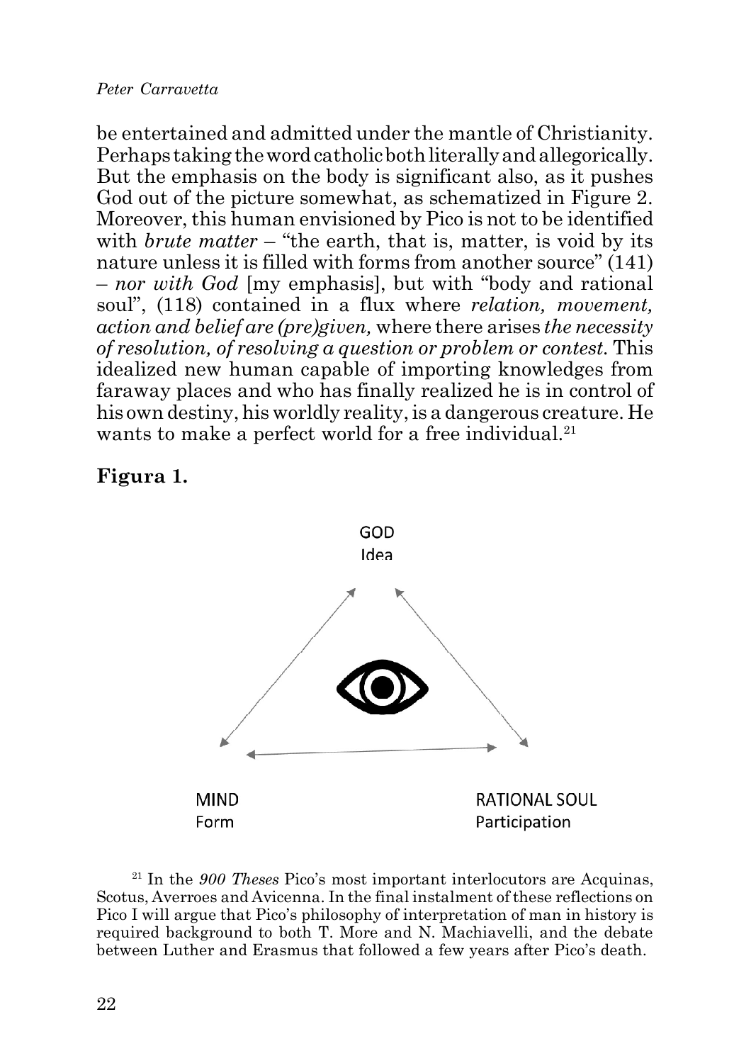be entertained and admitted under the mantle of Christianity. Perhaps taking the word catholic both literally and allegorically. But the emphasis on the body is significant also, as it pushes God out of the picture somewhat, as schematized in Figure 2. Moreover, this human envisioned by Pico is not to be identified with *brute matter* – "the earth, that is, matter, is void by its nature unless it is filled with forms from another source" (141) – *nor with God* [my emphasis], but with "body and rational soul", (118) contained in a flux where *relation, movement, action and belief are (pre)given,* where there arises *the necessity of resolution, of resolving a question or problem or contest.* This idealized new human capable of importing knowledges from faraway places and who has finally realized he is in control of his own destiny, his worldly reality, is a dangerous creature. He wants to make a perfect world for a free individual.[21]

**Figura 1.**

GOD
Idea

MIND
Form

RATIONAL SOUL
Participation

[21] In the *900 Theses* Pico's most important interlocutors are Acquinas, Scotus, Averroes and Avicenna. In the final instalment of these reflections on Pico I will argue that Pico's philosophy of interpretation of man in history is required background to both T. More and N. Machiavelli, and the debate between Luther and Erasmus that followed a few years after Pico's death.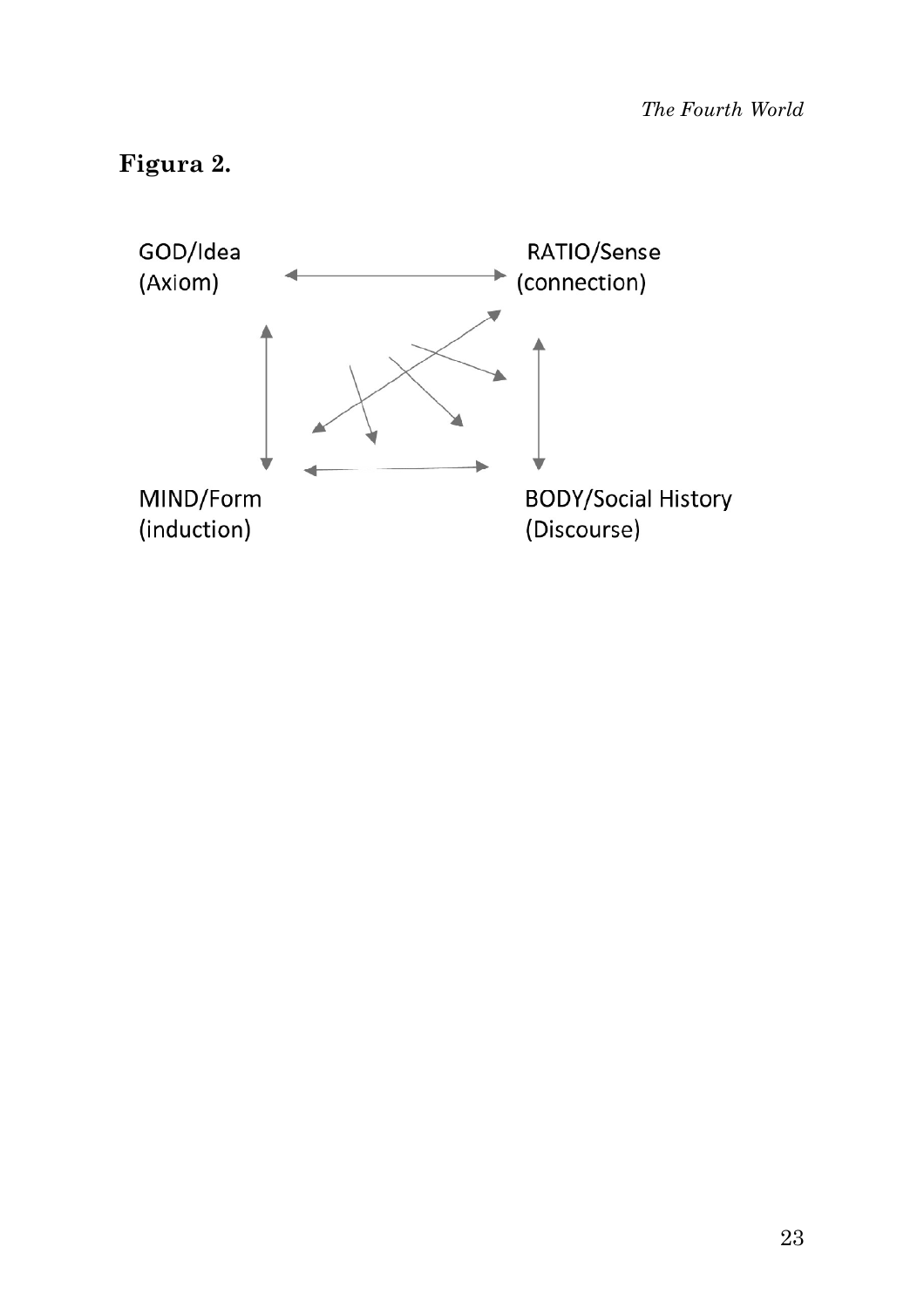**Figura 2.**

GOD/Idea
(Axiom)

RATIO/Sense
(connection)

MIND/Form
(induction)

BODY/Social History
(Discourse)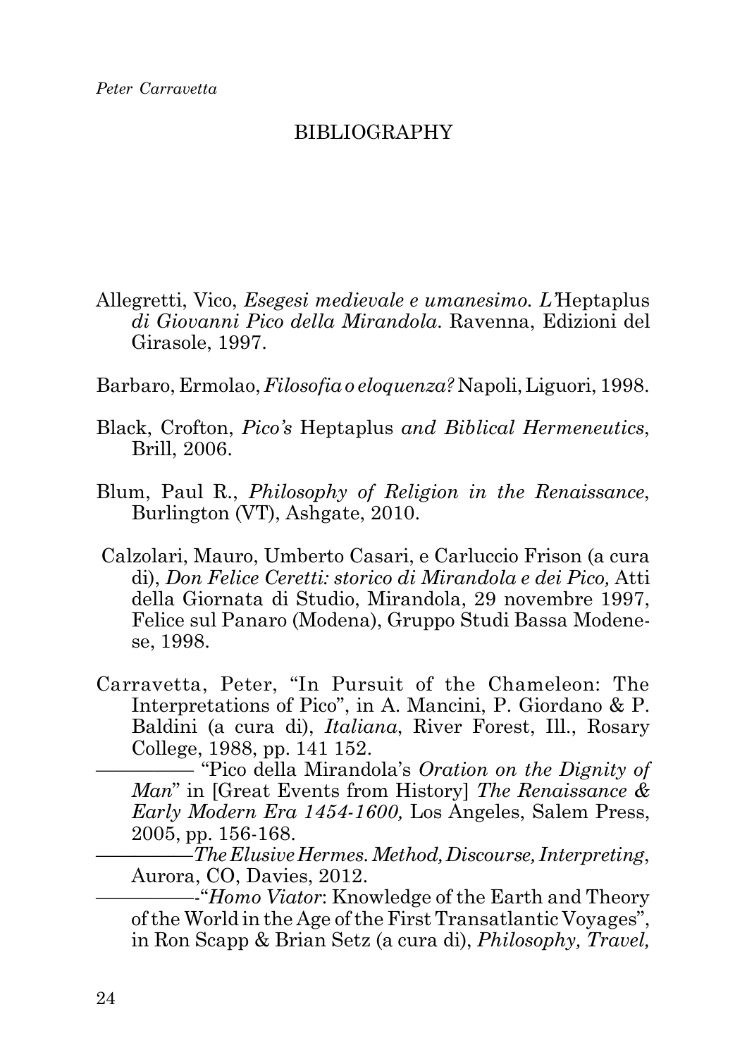## BIBLIOGRAPHY

Allegretti, Vico, *Esegesi medievale e umanesimo. L'*Heptaplus *di Giovanni Pico della Mirandola.* Ravenna, Edizioni del Girasole, 1997.

Barbaro, Ermolao, *Filosofia o eloquenza?* Napoli, Liguori, 1998.

Black, Crofton, *Pico's* Heptaplus *and Biblical Hermeneutics*, Brill, 2006.

Blum, Paul R., *Philosophy of Religion in the Renaissance*, Burlington (VT), Ashgate, 2010.

Calzolari, Mauro, Umberto Casari, e Carluccio Frison (a cura di), *Don Felice Ceretti: storico di Mirandola e dei Pico,* Atti della Giornata di Studio, Mirandola, 29 novembre 1997, Felice sul Panaro (Modena), Gruppo Studi Bassa Modenese, 1998.

Carravetta, Peter, "In Pursuit of the Chameleon: The Interpretations of Pico", in A. Mancini, P. Giordano & P. Baldini (a cura di), *Italiana*, River Forest, Ill., Rosary College, 1988, pp. 141 152.

—————— "Pico della Mirandola's *Oration on the Dignity of Man*" in [Great Events from History] *The Renaissance & Early Modern Era 1454-1600,* Los Angeles, Salem Press, 2005, pp. 156-168.

——————*The Elusive Hermes. Method, Discourse, Interpreting*, Aurora, CO, Davies, 2012.

——————-"*Homo Viator*: Knowledge of the Earth and Theory of the World in the Age of the First Transatlantic Voyages", in Ron Scapp & Brian Setz (a cura di), *Philosophy, Travel,*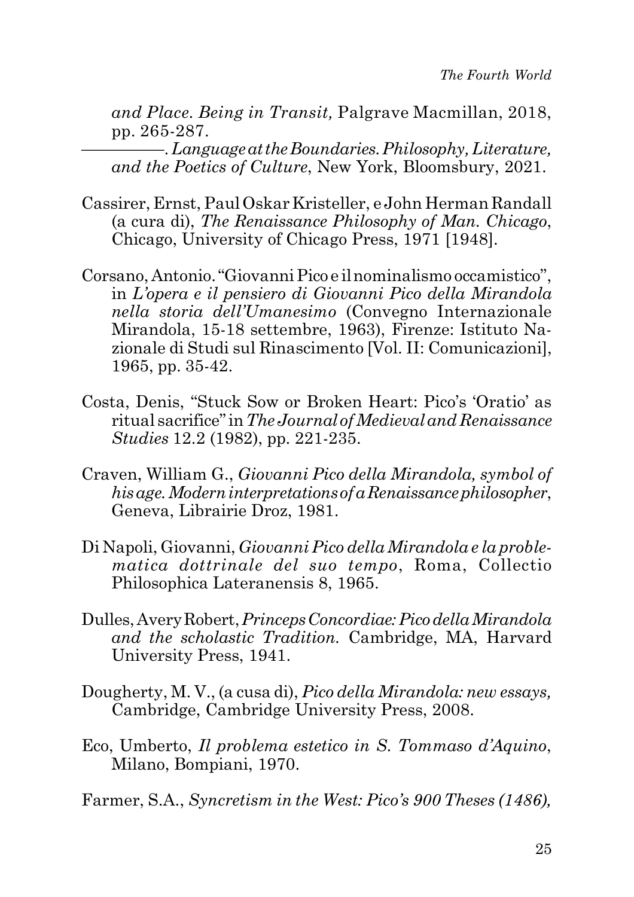*and Place. Being in Transit,* Palgrave Macmillan, 2018, pp. 265-287.

———. *Language at the Boundaries. Philosophy, Literature, and the Poetics of Culture*, New York, Bloomsbury, 2021.

Cassirer, Ernst, Paul Oskar Kristeller, e John Herman Randall (a cura di), *The Renaissance Philosophy of Man. Chicago*, Chicago, University of Chicago Press, 1971 [1948].

Corsano, Antonio. "Giovanni Pico e il nominalismo occamistico", in *L'opera e il pensiero di Giovanni Pico della Mirandola nella storia dell'Umanesimo* (Convegno Internazionale Mirandola, 15-18 settembre, 1963), Firenze: Istituto Nazionale di Studi sul Rinascimento [Vol. II: Comunicazioni], 1965, pp. 35-42.

Costa, Denis, "Stuck Sow or Broken Heart: Pico's 'Oratio' as ritual sacrifice" in *The Journal of Medieval and Renaissance Studies* 12.2 (1982), pp. 221-235.

Craven, William G., *Giovanni Pico della Mirandola, symbol of his age. Modern interpretations of a Renaissance philosopher*, Geneva, Librairie Droz, 1981.

Di Napoli, Giovanni, *Giovanni Pico della Mirandola e la problematica dottrinale del suo tempo*, Roma, Collectio Philosophica Lateranensis 8, 1965.

Dulles, Avery Robert, *Princeps Concordiae: Pico della Mirandola and the scholastic Tradition.* Cambridge, MA, Harvard University Press, 1941.

Dougherty, M. V., (a cusa di), *Pico della Mirandola: new essays,* Cambridge, Cambridge University Press, 2008.

Eco, Umberto, *Il problema estetico in S. Tommaso d'Aquino*, Milano, Bompiani, 1970.

Farmer, S.A., *Syncretism in the West: Pico's 900 Theses (1486),*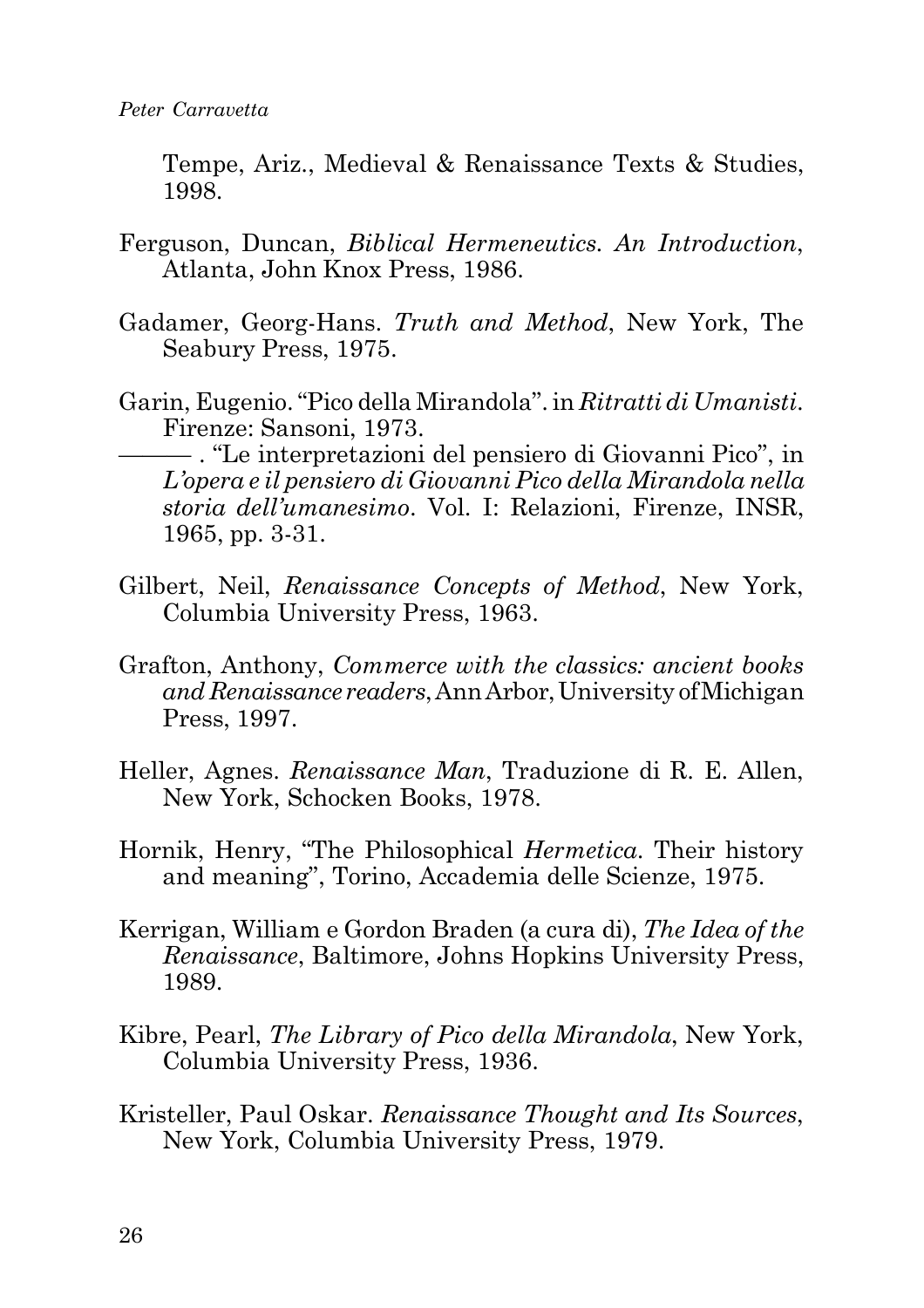Tempe, Ariz., Medieval & Renaissance Texts & Studies, 1998.

Ferguson, Duncan, *Biblical Hermeneutics. An Introduction*, Atlanta, John Knox Press, 1986.

Gadamer, Georg-Hans. *Truth and Method*, New York, The Seabury Press, 1975.

Garin, Eugenio. "Pico della Mirandola". in *Ritratti di Umanisti*. Firenze: Sansoni, 1973.

——— . "Le interpretazioni del pensiero di Giovanni Pico", in *L'opera e il pensiero di Giovanni Pico della Mirandola nella storia dell'umanesimo*. Vol. I: Relazioni, Firenze, INSR, 1965, pp. 3-31.

Gilbert, Neil, *Renaissance Concepts of Method*, New York, Columbia University Press, 1963.

Grafton, Anthony, *Commerce with the classics: ancient books and Renaissance readers*, Ann Arbor, University of Michigan Press, 1997.

Heller, Agnes. *Renaissance Man*, Traduzione di R. E. Allen, New York, Schocken Books, 1978.

Hornik, Henry, "The Philosophical *Hermetica*. Their history and meaning", Torino, Accademia delle Scienze, 1975.

Kerrigan, William e Gordon Braden (a cura di), *The Idea of the Renaissance*, Baltimore, Johns Hopkins University Press, 1989.

Kibre, Pearl, *The Library of Pico della Mirandola*, New York, Columbia University Press, 1936.

Kristeller, Paul Oskar. *Renaissance Thought and Its Sources*, New York, Columbia University Press, 1979.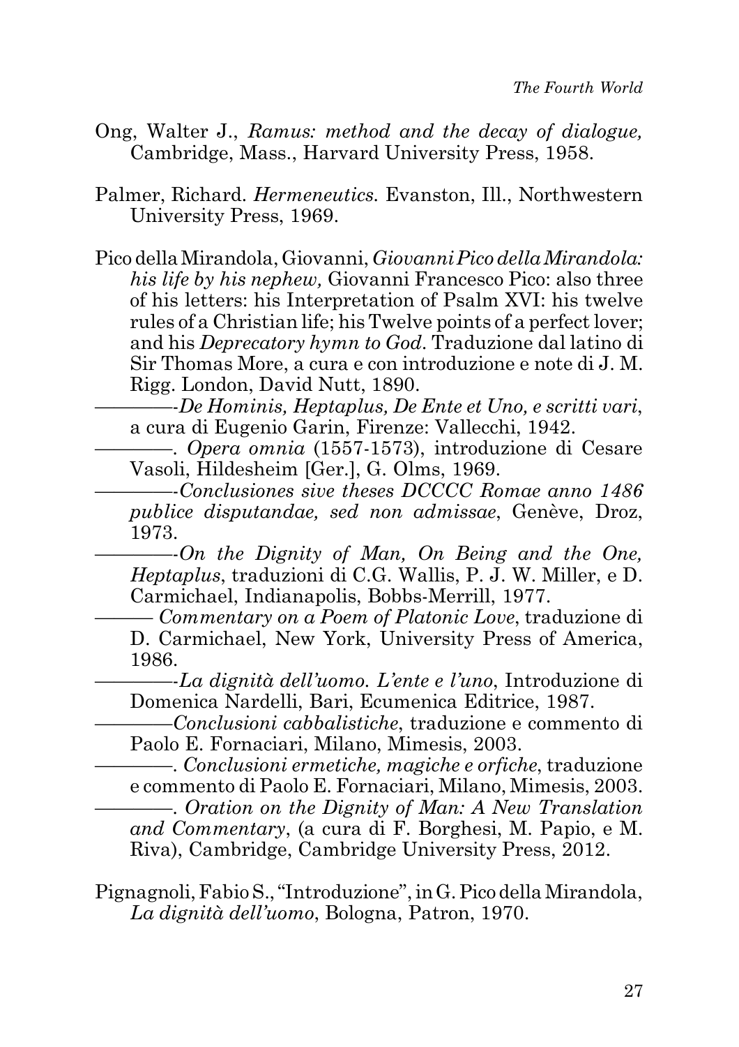Ong, Walter J., *Ramus: method and the decay of dialogue,* Cambridge, Mass., Harvard University Press, 1958.

Palmer, Richard. *Hermeneutics.* Evanston, Ill., Northwestern University Press, 1969.

Pico della Mirandola, Giovanni, *Giovanni Pico della Mirandola: his life by his nephew,* Giovanni Francesco Pico: also three of his letters: his Interpretation of Psalm XVI: his twelve rules of a Christian life; his Twelve points of a perfect lover; and his *Deprecatory hymn to God.* Traduzione dal latino di Sir Thomas More, a cura e con introduzione e note di J. M. Rigg. London, David Nutt, 1890.

————-*De Hominis, Heptaplus, De Ente et Uno, e scritti vari*, a cura di Eugenio Garin, Firenze: Vallecchi, 1942.

————. *Opera omnia* (1557-1573), introduzione di Cesare Vasoli, Hildesheim [Ger.], G. Olms, 1969.

————-*Conclusiones sive theses DCCCC Romae anno 1486 publice disputandae, sed non admissae*, Genève, Droz, 1973.

————-*On the Dignity of Man, On Being and the One, Heptaplus*, traduzioni di C.G. Wallis, P. J. W. Miller, e D. Carmichael, Indianapolis, Bobbs-Merrill, 1977.

——— *Commentary on a Poem of Platonic Love*, traduzione di D. Carmichael, New York, University Press of America, 1986.

————-*La dignità dell'uomo. L'ente e l'uno*, Introduzione di Domenica Nardelli, Bari, Ecumenica Editrice, 1987.

————*Conclusioni cabbalistiche*, traduzione e commento di Paolo E. Fornaciari, Milano, Mimesis, 2003.

————. *Conclusioni ermetiche, magiche e orfiche*, traduzione e commento di Paolo E. Fornaciari, Milano, Mimesis, 2003.

————. *Oration on the Dignity of Man: A New Translation and Commentary*, (a cura di F. Borghesi, M. Papio, e M. Riva), Cambridge, Cambridge University Press, 2012.

Pignagnoli, Fabio S., "Introduzione", in G. Pico della Mirandola, *La dignità dell'uomo*, Bologna, Patron, 1970.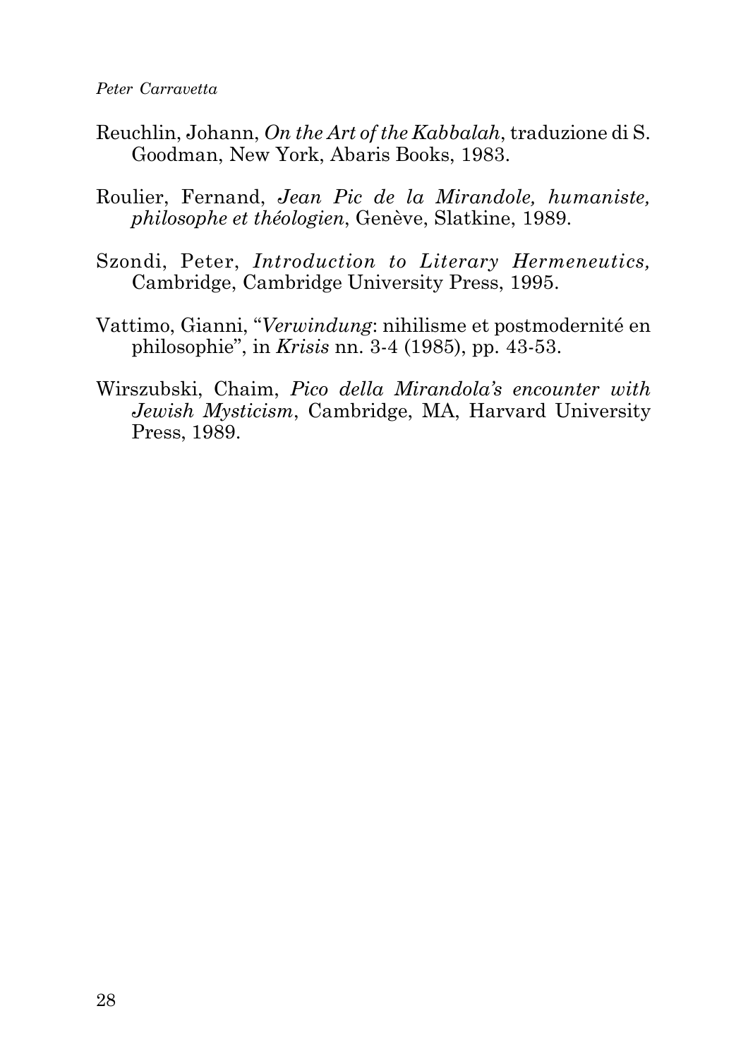Reuchlin, Johann, *On the Art of the Kabbalah*, traduzione di S. Goodman, New York, Abaris Books, 1983.

Roulier, Fernand, *Jean Pic de la Mirandole, humaniste, philosophe et théologien*, Genève, Slatkine, 1989.

Szondi, Peter, *Introduction to Literary Hermeneutics,* Cambridge, Cambridge University Press, 1995.

Vattimo, Gianni, "*Verwindung*: nihilisme et postmodernité en philosophie", in *Krisis* nn. 3-4 (1985), pp. 43-53.

Wirszubski, Chaim, *Pico della Mirandola's encounter with Jewish Mysticism*, Cambridge, MA, Harvard University Press, 1989.